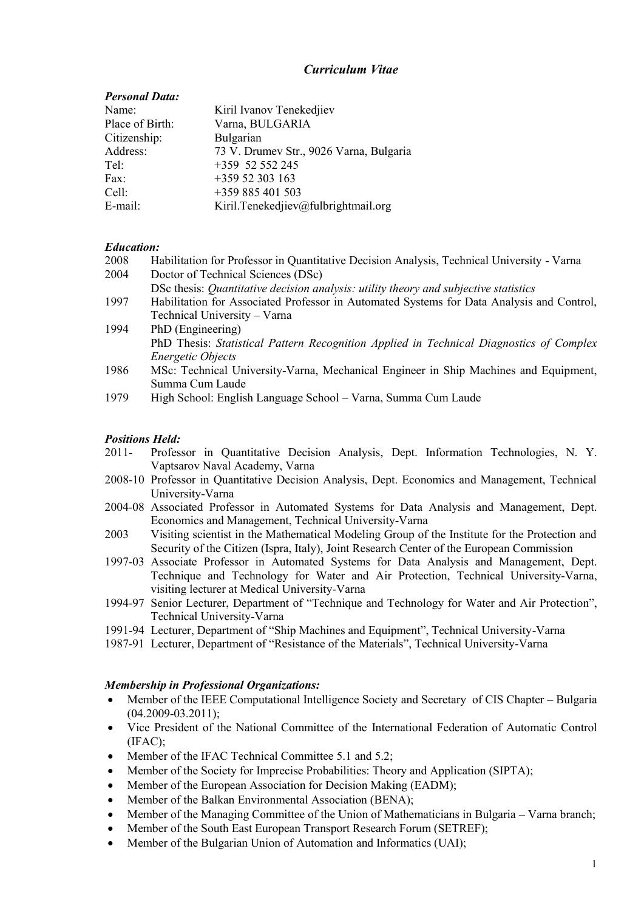# *Curriculum Vitae*

***Personal Data:***

| | |
|---|---|
| Name: | Kiril Ivanov Tenekedjiev |
| Place of Birth: | Varna, BULGARIA |
| Citizenship: | Bulgarian |
| Address: | 73 V. Drumev Str., 9026 Varna, Bulgaria |
| Tel: | +359 52 552 245 |
| Fax: | +359 52 303 163 |
| Cell: | +359 885 401 503 |
| E-mail: | Kiril.Tenekedjiev@fulbrightmail.org |

***Education:***

- 2008 Habilitation for Professor in Quantitative Decision Analysis, Technical University - Varna
- 2004 Doctor of Technical Sciences (DSc)
  DSc thesis: *Quantitative decision analysis: utility theory and subjective statistics*
- 1997 Habilitation for Associated Professor in Automated Systems for Data Analysis and Control, Technical University – Varna
- 1994 PhD (Engineering)
  PhD Thesis: *Statistical Pattern Recognition Applied in Technical Diagnostics of Complex Energetic Objects*
- 1986 MSc: Technical University-Varna, Mechanical Engineer in Ship Machines and Equipment, Summa Cum Laude
- 1979 High School: English Language School – Varna, Summa Cum Laude

***Positions Held:***

- 2011- Professor in Quantitative Decision Analysis, Dept. Information Technologies, N. Y. Vaptsarov Naval Academy, Varna
- 2008-10 Professor in Quantitative Decision Analysis, Dept. Economics and Management, Technical University-Varna
- 2004-08 Associated Professor in Automated Systems for Data Analysis and Management, Dept. Economics and Management, Technical University-Varna
- 2003 Visiting scientist in the Mathematical Modeling Group of the Institute for the Protection and Security of the Citizen (Ispra, Italy), Joint Research Center of the European Commission
- 1997-03 Associate Professor in Automated Systems for Data Analysis and Management, Dept. Technique and Technology for Water and Air Protection, Technical University-Varna, visiting lecturer at Medical University-Varna
- 1994-97 Senior Lecturer, Department of "Technique and Technology for Water and Air Protection", Technical University-Varna
- 1991-94 Lecturer, Department of "Ship Machines and Equipment", Technical University-Varna
- 1987-91 Lecturer, Department of "Resistance of the Materials", Technical University-Varna

***Membership in Professional Organizations:***

- Member of the IEEE Computational Intelligence Society and Secretary of CIS Chapter – Bulgaria (04.2009-03.2011);
- Vice President of the National Committee of the International Federation of Automatic Control (IFAC);
- Member of the IFAC Technical Committee 5.1 and 5.2;
- Member of the Society for Imprecise Probabilities: Theory and Application (SIPTA);
- Member of the European Association for Decision Making (EADM);
- Member of the Balkan Environmental Association (BENA);
- Member of the Managing Committee of the Union of Mathematicians in Bulgaria – Varna branch;
- Member of the South East European Transport Research Forum (SETREF);
- Member of the Bulgarian Union of Automation and Informatics (UAI);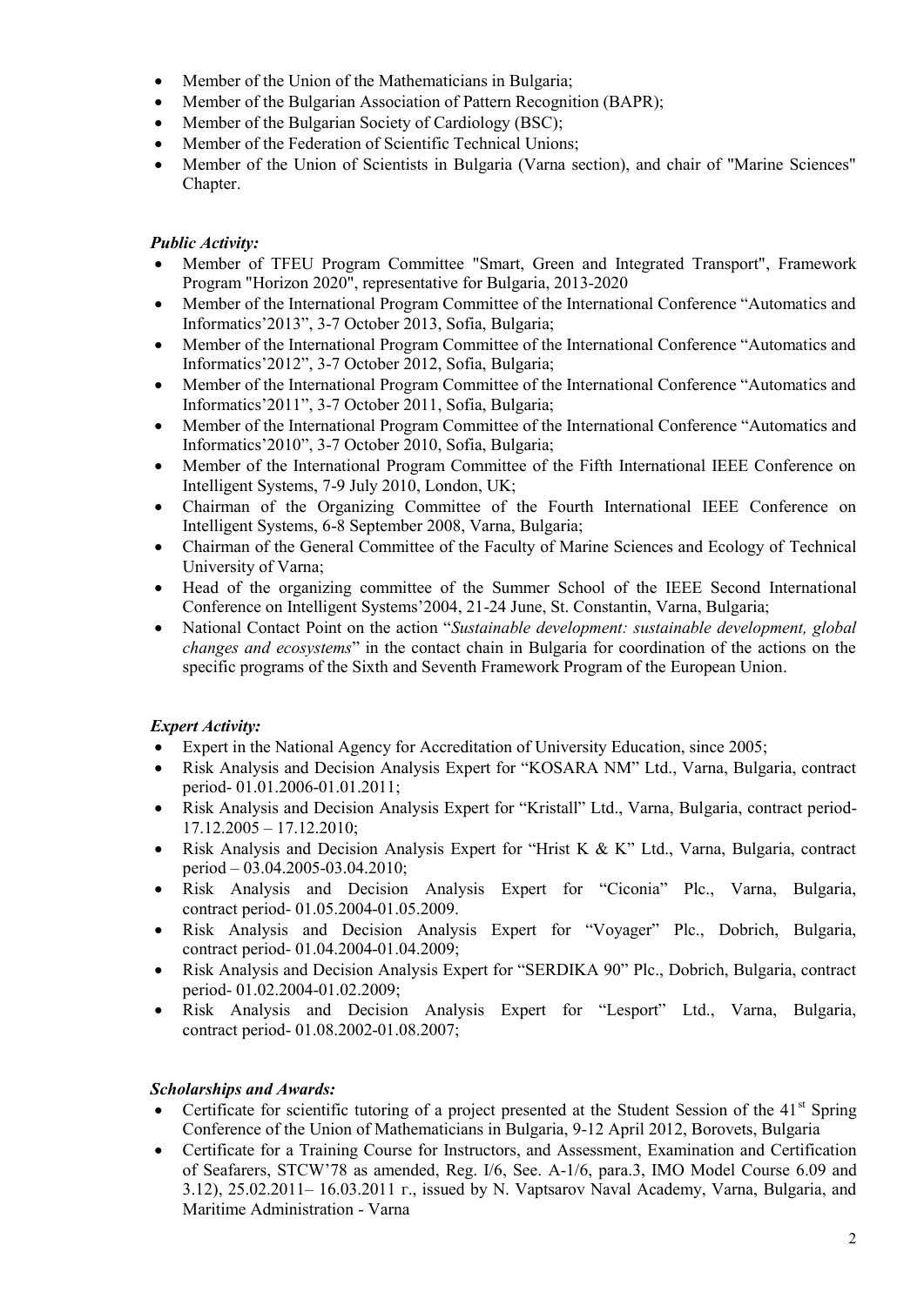- Member of the Union of the Mathematicians in Bulgaria;
- Member of the Bulgarian Association of Pattern Recognition (BAPR);
- Member of the Bulgarian Society of Cardiology (BSC);
- Member of the Federation of Scientific Technical Unions;
- Member of the Union of Scientists in Bulgaria (Varna section), and chair of "Marine Sciences" Chapter.

***Public Activity:***

- Member of TFEU Program Committee "Smart, Green and Integrated Transport", Framework Program "Horizon 2020", representative for Bulgaria, 2013-2020
- Member of the International Program Committee of the International Conference "Automatics and Informatics'2013", 3-7 October 2013, Sofia, Bulgaria;
- Member of the International Program Committee of the International Conference "Automatics and Informatics'2012", 3-7 October 2012, Sofia, Bulgaria;
- Member of the International Program Committee of the International Conference "Automatics and Informatics'2011", 3-7 October 2011, Sofia, Bulgaria;
- Member of the International Program Committee of the International Conference "Automatics and Informatics'2010", 3-7 October 2010, Sofia, Bulgaria;
- Member of the International Program Committee of the Fifth International IEEE Conference on Intelligent Systems, 7-9 July 2010, London, UK;
- Chairman of the Organizing Committee of the Fourth International IEEE Conference on Intelligent Systems, 6-8 September 2008, Varna, Bulgaria;
- Chairman of the General Committee of the Faculty of Marine Sciences and Ecology of Technical University of Varna;
- Head of the organizing committee of the Summer School of the IEEE Second International Conference on Intelligent Systems'2004, 21-24 June, St. Constantin, Varna, Bulgaria;
- National Contact Point on the action "*Sustainable development: sustainable development, global changes and ecosystems*" in the contact chain in Bulgaria for coordination of the actions on the specific programs of the Sixth and Seventh Framework Program of the European Union.

***Expert Activity:***

- Expert in the National Agency for Accreditation of University Education, since 2005;
- Risk Analysis and Decision Analysis Expert for "KOSARA NM" Ltd., Varna, Bulgaria, contract period- 01.01.2006-01.01.2011;
- Risk Analysis and Decision Analysis Expert for "Kristall" Ltd., Varna, Bulgaria, contract period- 17.12.2005 – 17.12.2010;
- Risk Analysis and Decision Analysis Expert for "Hrist K & K" Ltd., Varna, Bulgaria, contract period – 03.04.2005-03.04.2010;
- Risk Analysis and Decision Analysis Expert for "Ciconia" Plc., Varna, Bulgaria, contract period- 01.05.2004-01.05.2009.
- Risk Analysis and Decision Analysis Expert for "Voyager" Plc., Dobrich, Bulgaria, contract period- 01.04.2004-01.04.2009;
- Risk Analysis and Decision Analysis Expert for "SERDIKA 90" Plc., Dobrich, Bulgaria, contract period- 01.02.2004-01.02.2009;
- Risk Analysis and Decision Analysis Expert for "Lesport" Ltd., Varna, Bulgaria, contract period- 01.08.2002-01.08.2007;

***Scholarships and Awards:***

- Certificate for scientific tutoring of a project presented at the Student Session of the 41st Spring Conference of the Union of Mathematicians in Bulgaria, 9-12 April 2012, Borovets, Bulgaria
- Certificate for a Training Course for Instructors, and Assessment, Examination and Certification of Seafarers, STCW'78 as amended, Reg. I/6, See. A-1/6, para.3, IMO Model Course 6.09 and 3.12), 25.02.2011– 16.03.2011 г., issued by N. Vaptsarov Naval Academy, Varna, Bulgaria, and Maritime Administration - Varna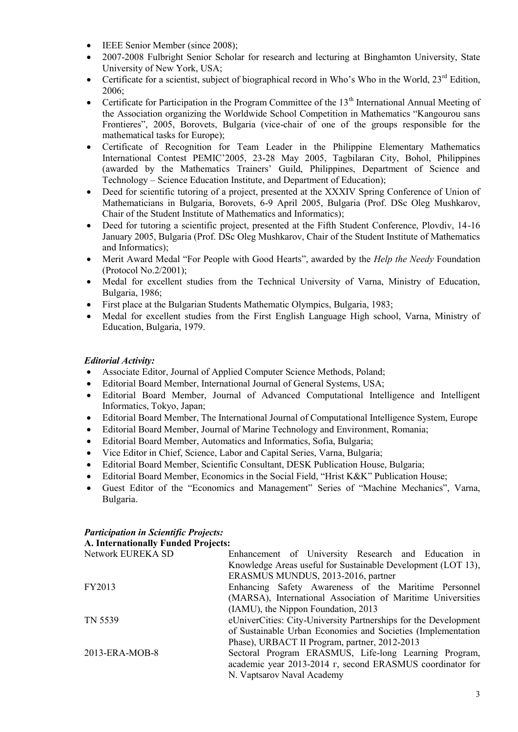- IEEE Senior Member (since 2008);
- 2007-2008 Fulbright Senior Scholar for research and lecturing at Binghamton University, State University of New York, USA;
- Certificate for a scientist, subject of biographical record in Who's Who in the World, 23rd Edition, 2006;
- Certificate for Participation in the Program Committee of the 13th International Annual Meeting of the Association organizing the Worldwide School Competition in Mathematics "Kangourou sans Frontieres", 2005, Borovets, Bulgaria (vice-chair of one of the groups responsible for the mathematical tasks for Europe);
- Certificate of Recognition for Team Leader in the Philippine Elementary Mathematics International Contest PEMIC'2005, 23-28 May 2005, Tagbilaran City, Bohol, Philippines (awarded by the Mathematics Trainers' Guild, Philippines, Department of Science and Technology – Science Education Institute, and Department of Education);
- Deed for scientific tutoring of a project, presented at the XXXIV Spring Conference of Union of Mathematicians in Bulgaria, Borovets, 6-9 April 2005, Bulgaria (Prof. DSc Oleg Mushkarov, Chair of the Student Institute of Mathematics and Informatics);
- Deed for tutoring a scientific project, presented at the Fifth Student Conference, Plovdiv, 14-16 January 2005, Bulgaria (Prof. DSc Oleg Mushkarov, Chair of the Student Institute of Mathematics and Informatics);
- Merit Award Medal "For People with Good Hearts", awarded by the *Help the Needy* Foundation (Protocol No.2/2001);
- Medal for excellent studies from the Technical University of Varna, Ministry of Education, Bulgaria, 1986;
- First place at the Bulgarian Students Mathematic Olympics, Bulgaria, 1983;
- Medal for excellent studies from the First English Language High school, Varna, Ministry of Education, Bulgaria, 1979.

### *Editorial Activity:*

- Associate Editor, Journal of Applied Computer Science Methods, Poland;
- Editorial Board Member, International Journal of General Systems, USA;
- Editorial Board Member, Journal of Advanced Computational Intelligence and Intelligent Informatics, Tokyo, Japan;
- Editorial Board Member, The International Journal of Computational Intelligence System, Europe
- Editorial Board Member, Journal of Marine Technology and Environment, Romania;
- Editorial Board Member, Automatics and Informatics, Sofia, Bulgaria;
- Vice Editor in Chief, Science, Labor and Capital Series, Varna, Bulgaria;
- Editorial Board Member, Scientific Consultant, DESK Publication House, Bulgaria;
- Editorial Board Member, Economics in the Social Field, "Hrist K&K" Publication House;
- Guest Editor of the "Economics and Management" Series of "Machine Mechanics", Varna, Bulgaria.

### *Participation in Scientific Projects:*

**A. Internationally Funded Projects:**

| | |
|---|---|
| Network EUREKA SD | Enhancement of University Research and Education in Knowledge Areas useful for Sustainable Development (LOT 13), ERASMUS MUNDUS, 2013-2016, partner |
| FY2013 | Enhancing Safety Awareness of the Maritime Personnel (MARSA), International Association of Maritime Universities (IAMU), the Nippon Foundation, 2013 |
| TN 5539 | eUniverCities: City-University Partnerships for the Development of Sustainable Urban Economies and Societies (Implementation Phase), URBACT II Program, partner, 2012-2013 |
| 2013-ERA-MOB-8 | Sectoral Program ERASMUS, Life-long Learning Program, academic year 2013-2014 г, second ERASMUS coordinator for N. Vaptsarov Naval Academy |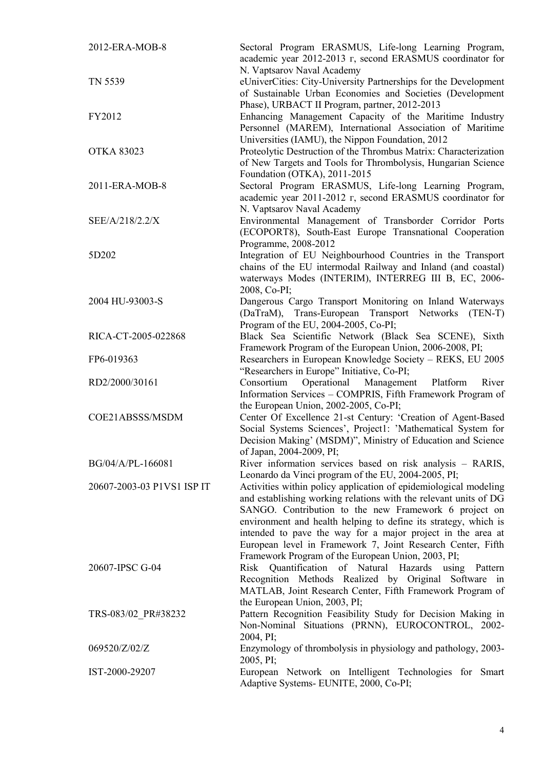| | |
|---|---|
| 2012-ERA-MOB-8 | Sectoral Program ERASMUS, Life-long Learning Program, academic year 2012-2013 г, second ERASMUS coordinator for N. Vaptsarov Naval Academy |
| TN 5539 | eUniverCities: City-University Partnerships for the Development of Sustainable Urban Economies and Societies (Development Phase), URBACT II Program, partner, 2012-2013 |
| FY2012 | Enhancing Management Capacity of the Maritime Industry Personnel (MAREM), International Association of Maritime Universities (IAMU), the Nippon Foundation, 2012 |
| OTKA 83023 | Proteolytic Destruction of the Thrombus Matrix: Characterization of New Targets and Tools for Thrombolysis, Hungarian Science Foundation (OTKA), 2011-2015 |
| 2011-ERA-MOB-8 | Sectoral Program ERASMUS, Life-long Learning Program, academic year 2011-2012 г, second ERASMUS coordinator for N. Vaptsarov Naval Academy |
| SEE/A/218/2.2/X | Environmental Management of Transborder Corridor Ports (ECOPORT8), South-East Europe Transnational Cooperation Programme, 2008-2012 |
| 5D202 | Integration of EU Neighbourhood Countries in the Transport chains of the EU intermodal Railway and Inland (and coastal) waterways Modes (INTERIM), INTERREG III B, EC, 2006-2008, Co-PI; |
| 2004 HU-93003-S | Dangerous Cargo Transport Monitoring on Inland Waterways (DaTraM), Trans-European Transport Networks (TEN-T) Program of the EU, 2004-2005, Co-PI; |
| RICA-CT-2005-022868 | Black Sea Scientific Network (Black Sea SCENE), Sixth Framework Program of the European Union, 2006-2008, PI; |
| FP6-019363 | Researchers in European Knowledge Society – REKS, EU 2005 "Researchers in Europe" Initiative, Co-PI; |
| RD2/2000/30161 | Consortium Operational Management Platform River Information Services – COMPRIS, Fifth Framework Program of the European Union, 2002-2005, Co-PI; |
| COE21ABSSS/MSDM | Center Of Excellence 21-st Century: 'Creation of Agent-Based Social Systems Sciences', Project1: 'Mathematical System for Decision Making' (MSDM)", Ministry of Education and Science of Japan, 2004-2009, PI; |
| BG/04/A/PL-166081 | River information services based on risk analysis – RARIS, Leonardo da Vinci program of the EU, 2004-2005, PI; |
| 20607-2003-03 P1VS1 ISP IT | Activities within policy application of epidemiological modeling and establishing working relations with the relevant units of DG SANGO. Contribution to the new Framework 6 project on environment and health helping to define its strategy, which is intended to pave the way for a major project in the area at European level in Framework 7, Joint Research Center, Fifth Framework Program of the European Union, 2003, PI; |
| 20607-IPSC G-04 | Risk Quantification of Natural Hazards using Pattern Recognition Methods Realized by Original Software in MATLAB, Joint Research Center, Fifth Framework Program of the European Union, 2003, PI; |
| TRS-083/02_PR#38232 | Pattern Recognition Feasibility Study for Decision Making in Non-Nominal Situations (PRNN), EUROCONTROL, 2002-2004, PI; |
| 069520/Z/02/Z | Enzymology of thrombolysis in physiology and pathology, 2003-2005, PI; |
| IST-2000-29207 | European Network on Intelligent Technologies for Smart Adaptive Systems- EUNITE, 2000, Co-PI; |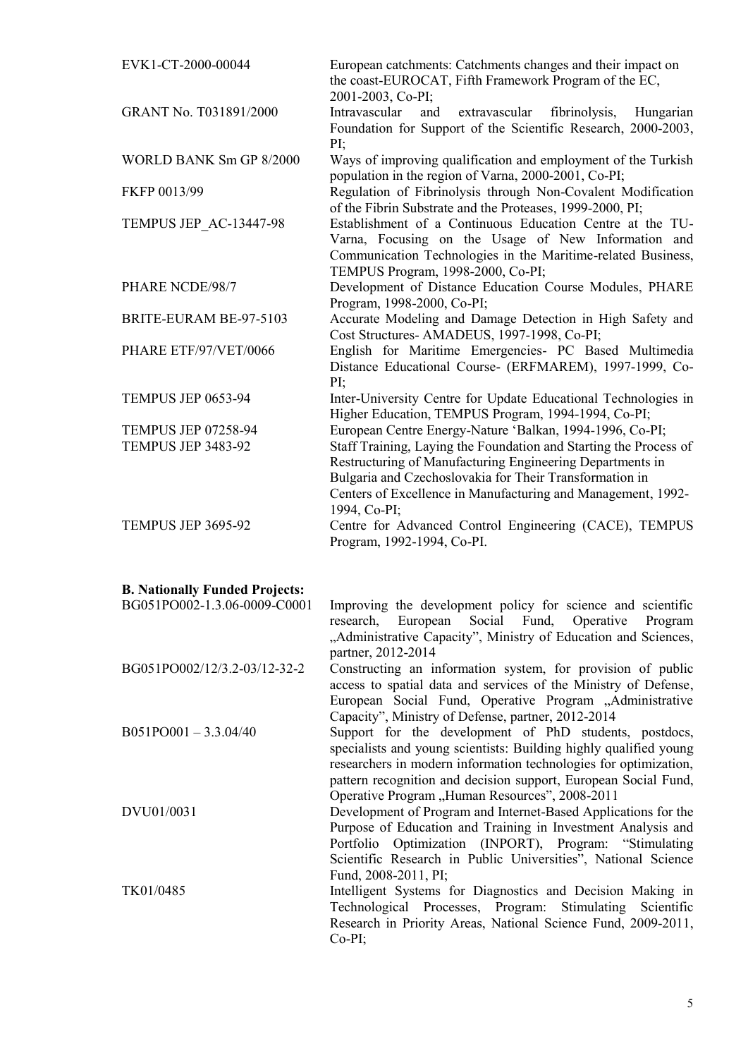| | |
|---|---|
| EVK1-CT-2000-00044 | European catchments: Catchments changes and their impact on the coast-EUROCAT, Fifth Framework Program of the EC, 2001-2003, Co-PI; |
| GRANT No. T031891/2000 | Intravascular and extravascular fibrinolysis, Hungarian Foundation for Support of the Scientific Research, 2000-2003, PI; |
| WORLD BANK Sm GP 8/2000 | Ways of improving qualification and employment of the Turkish population in the region of Varna, 2000-2001, Co-PI; |
| FKFP 0013/99 | Regulation of Fibrinolysis through Non-Covalent Modification of the Fibrin Substrate and the Proteases, 1999-2000, PI; |
| TEMPUS JEP_AC-13447-98 | Establishment of a Continuous Education Centre at the TU-Varna, Focusing on the Usage of New Information and Communication Technologies in the Maritime-related Business, TEMPUS Program, 1998-2000, Co-PI; |
| PHARE NCDE/98/7 | Development of Distance Education Course Modules, PHARE Program, 1998-2000, Co-PI; |
| BRITE-EURAM BE-97-5103 | Accurate Modeling and Damage Detection in High Safety and Cost Structures- AMADEUS, 1997-1998, Co-PI; |
| PHARE ETF/97/VET/0066 | English for Maritime Emergencies- PC Based Multimedia Distance Educational Course- (ERFMAREM), 1997-1999, Co-PI; |
| TEMPUS JEP 0653-94 | Inter-University Centre for Update Educational Technologies in Higher Education, TEMPUS Program, 1994-1994, Co-PI; |
| TEMPUS JEP 07258-94 | European Centre Energy-Nature 'Balkan, 1994-1996, Co-PI; |
| TEMPUS JEP 3483-92 | Staff Training, Laying the Foundation and Starting the Process of Restructuring of Manufacturing Engineering Departments in Bulgaria and Czechoslovakia for Their Transformation in Centers of Excellence in Manufacturing and Management, 1992-1994, Co-PI; |
| TEMPUS JEP 3695-92 | Centre for Advanced Control Engineering (CACE), TEMPUS Program, 1992-1994, Co-PI. |

**B. Nationally Funded Projects:**

| | |
|---|---|
| BG051PO002-1.3.06-0009-C0001 | Improving the development policy for science and scientific research, European Social Fund, Operative Program „Administrative Capacity", Ministry of Education and Sciences, partner, 2012-2014 |
| BG051PO002/12/3.2-03/12-32-2 | Constructing an information system, for provision of public access to spatial data and services of the Ministry of Defense, European Social Fund, Operative Program „Administrative Capacity", Ministry of Defense, partner, 2012-2014 |
| B051PO001 – 3.3.04/40 | Support for the development of PhD students, postdocs, specialists and young scientists: Building highly qualified young researchers in modern information technologies for optimization, pattern recognition and decision support, European Social Fund, Operative Program „Human Resources", 2008-2011 |
| DVU01/0031 | Development of Program and Internet-Based Applications for the Purpose of Education and Training in Investment Analysis and Portfolio Optimization (INPORT), Program: "Stimulating Scientific Research in Public Universities", National Science Fund, 2008-2011, PI; |
| TK01/0485 | Intelligent Systems for Diagnostics and Decision Making in Technological Processes, Program: Stimulating Scientific Research in Priority Areas, National Science Fund, 2009-2011, Co-PI; |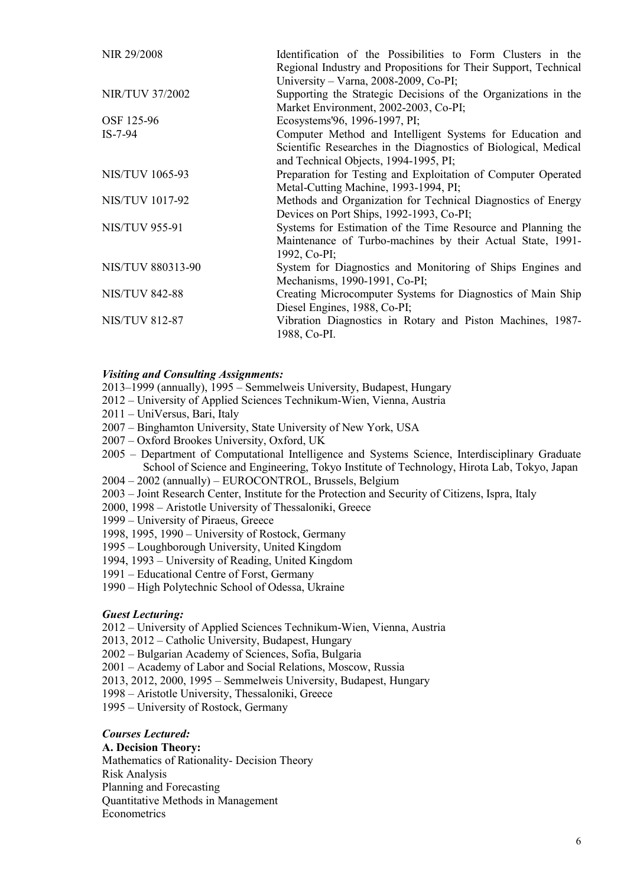| | |
|---|---|
| NIR 29/2008 | Identification of the Possibilities to Form Clusters in the Regional Industry and Propositions for Their Support, Technical University – Varna, 2008-2009, Co-PI; |
| NIR/TUV 37/2002 | Supporting the Strategic Decisions of the Organizations in the Market Environment, 2002-2003, Co-PI; |
| OSF 125-96 | Ecosystems'96, 1996-1997, PI; |
| IS-7-94 | Computer Method and Intelligent Systems for Education and Scientific Researches in the Diagnostics of Biological, Medical and Technical Objects, 1994-1995, PI; |
| NIS/TUV 1065-93 | Preparation for Testing and Exploitation of Computer Operated Metal-Cutting Machine, 1993-1994, PI; |
| NIS/TUV 1017-92 | Methods and Organization for Technical Diagnostics of Energy Devices on Port Ships, 1992-1993, Co-PI; |
| NIS/TUV 955-91 | Systems for Estimation of the Time Resource and Planning the Maintenance of Turbo-machines by their Actual State, 1991-1992, Co-PI; |
| NIS/TUV 880313-90 | System for Diagnostics and Monitoring of Ships Engines and Mechanisms, 1990-1991, Co-PI; |
| NIS/TUV 842-88 | Creating Microcomputer Systems for Diagnostics of Main Ship Diesel Engines, 1988, Co-PI; |
| NIS/TUV 812-87 | Vibration Diagnostics in Rotary and Piston Machines, 1987-1988, Co-PI. |

***Visiting and Consulting Assignments:***

2013–1999 (annually), 1995 – Semmelweis University, Budapest, Hungary
2012 – University of Applied Sciences Technikum-Wien, Vienna, Austria
2011 – UniVersus, Bari, Italy
2007 – Binghamton University, State University of New York, USA
2007 – Oxford Brookes University, Oxford, UK
2005 – Department of Computational Intelligence and Systems Science, Interdisciplinary Graduate School of Science and Engineering, Tokyo Institute of Technology, Hirota Lab, Tokyo, Japan
2004 – 2002 (annually) – EUROCONTROL, Brussels, Belgium
2003 – Joint Research Center, Institute for the Protection and Security of Citizens, Ispra, Italy
2000, 1998 – Aristotle University of Thessaloniki, Greece
1999 – University of Piraeus, Greece
1998, 1995, 1990 – University of Rostock, Germany
1995 – Loughborough University, United Kingdom
1994, 1993 – University of Reading, United Kingdom
1991 – Educational Centre of Forst, Germany
1990 – High Polytechnic School of Odessa, Ukraine

***Guest Lecturing:***

2012 – University of Applied Sciences Technikum-Wien, Vienna, Austria
2013, 2012 – Catholic University, Budapest, Hungary
2002 – Bulgarian Academy of Sciences, Sofia, Bulgaria
2001 – Academy of Labor and Social Relations, Moscow, Russia
2013, 2012, 2000, 1995 – Semmelweis University, Budapest, Hungary
1998 – Aristotle University, Thessaloniki, Greece
1995 – University of Rostock, Germany

***Courses Lectured:***

**A. Decision Theory:**

Mathematics of Rationality- Decision Theory
Risk Analysis
Planning and Forecasting
Quantitative Methods in Management
Econometrics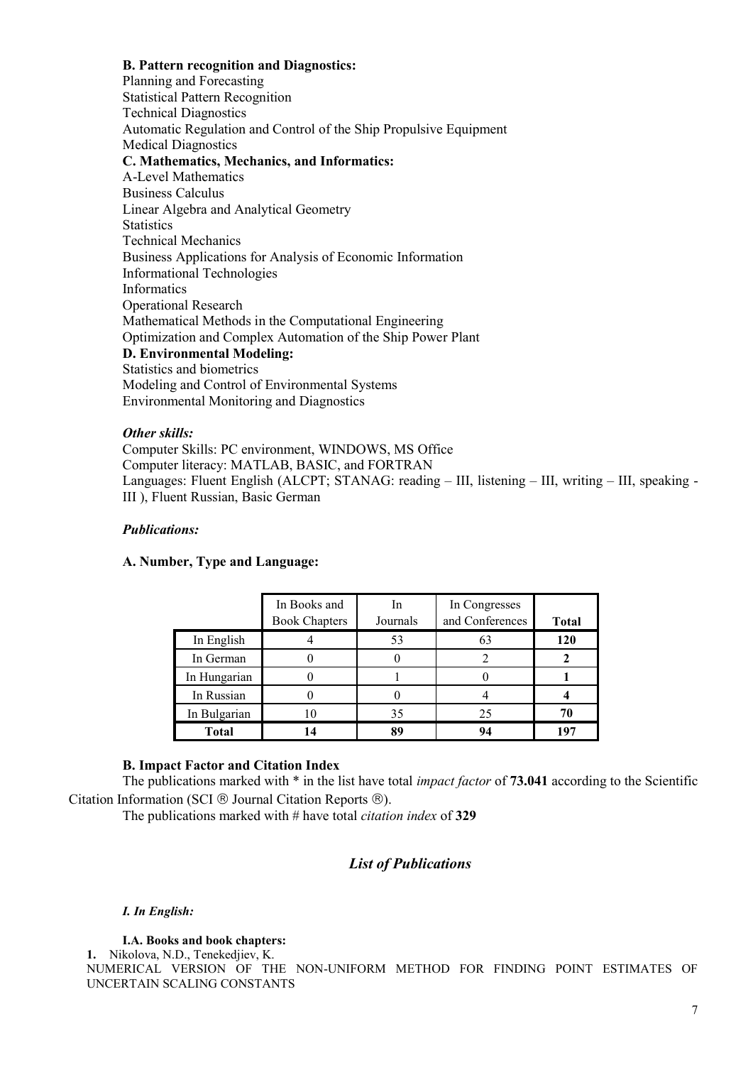**B. Pattern recognition and Diagnostics:**

Planning and Forecasting

Statistical Pattern Recognition

Technical Diagnostics

Automatic Regulation and Control of the Ship Propulsive Equipment

Medical Diagnostics

**C. Mathematics, Mechanics, and Informatics:**

A-Level Mathematics

Business Calculus

Linear Algebra and Analytical Geometry

Statistics

Technical Mechanics

Business Applications for Analysis of Economic Information

Informational Technologies

Informatics

Operational Research

Mathematical Methods in the Computational Engineering

Optimization and Complex Automation of the Ship Power Plant

**D. Environmental Modeling:**

Statistics and biometrics

Modeling and Control of Environmental Systems

Environmental Monitoring and Diagnostics

***Other skills:***

Computer Skills: PC environment, WINDOWS, MS Office

Computer literacy: MATLAB, BASIC, and FORTRAN

Languages: Fluent English (ALCPT; STANAG: reading – III, listening – III, writing – III, speaking - III ), Fluent Russian, Basic German

***Publications:***

**A. Number, Type and Language:**

| | In Books and Book Chapters | In Journals | In Congresses and Conferences | **Total** |
|---|---|---|---|---|
| In English | 4 | 53 | 63 | **120** |
| In German | 0 | 0 | 2 | **2** |
| In Hungarian | 0 | 1 | 0 | **1** |
| In Russian | 0 | 0 | 4 | **4** |
| In Bulgarian | 10 | 35 | 25 | **70** |
| **Total** | **14** | **89** | **94** | **197** |

**B. Impact Factor and Citation Index**

The publications marked with * in the list have total *impact factor* of **73.041** according to the Scientific Citation Information (SCI ® Journal Citation Reports ®).

The publications marked with # have total *citation index* of **329**

## *List of Publications*

#### *I. In English:*

**I.A. Books and book chapters:**

**1.** Nikolova, N.D., Tenekedjiev, K.

NUMERICAL VERSION OF THE NON-UNIFORM METHOD FOR FINDING POINT ESTIMATES OF UNCERTAIN SCALING CONSTANTS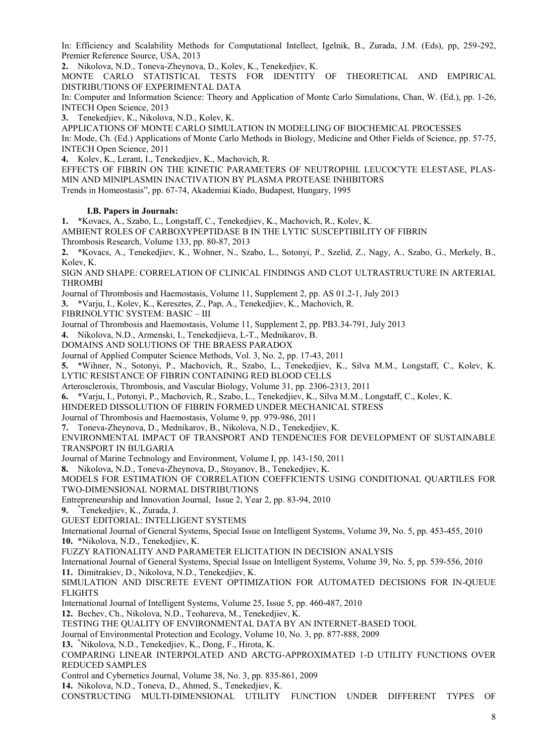In: Efficiency and Scalability Methods for Computational Intellect, Igelnik, B., Zurada, J.M. (Eds), pp, 259-292, Premier Reference Source, USA, 2013

**2.** Nikolova, N.D., Toneva-Zheynova, D., Kolev, K., Tenekedjiev, K.
MONTE CARLO STATISTICAL TESTS FOR IDENTITY OF THEORETICAL AND EMPIRICAL DISTRIBUTIONS OF EXPERIMENTAL DATA
In: Computer and Information Science: Theory and Application of Monte Carlo Simulations, Chan, W. (Ed.), pp. 1-26, INTECH Open Science, 2013

**3.** Tenekedjiev, K., Nikolova, N.D., Kolev, K.
APPLICATIONS OF MONTE CARLO SIMULATION IN MODELLING OF BIOCHEMICAL PROCESSES
In: Mode, Ch. (Ed.) Applications of Monte Carlo Methods in Biology, Medicine and Other Fields of Science, pp. 57-75, INTECH Open Science, 2011

**4.** Kolev, K., Lerant, I., Tenekedjiev, K., Machovich, R.
EFFECTS OF FIBRIN ON THE KINETIC PARAMETERS OF NEUTROPHIL LEUCOCYTE ELESTASE, PLASMIN AND MINIPLASMIN INACTIVATION BY PLASMA PROTEASE INHIBITORS
Trends in Homeostasis", pp. 67-74, Akademiai Kiado, Budapest, Hungary, 1995

### I.B. Papers in Journals:

**1.** *Kovacs, A., Szabo, L., Longstaff, C., Tenekedjiev, K., Machovich, R., Kolev, K.
AMBIENT ROLES OF CARBOXYPEPTIDASE B IN THE LYTIC SUSCEPTIBILITY OF FIBRIN
Thrombosis Research, Volume 133, pp. 80-87, 2013

**2.** *Kovacs, A., Tenekedjiev, K., Wohner, N., Szabo, L., Sotonyi, P., Szelid, Z., Nagy, A., Szabo, G., Merkely, B., Kolev, K.
SIGN AND SHAPE: CORRELATION OF CLINICAL FINDINGS AND CLOT ULTRASTRUCTURE IN ARTERIAL THROMBI
Journal of Thrombosis and Haemostasis, Volume 11, Supplement 2, pp. AS 01.2-1, July 2013

**3.** *Varju, I., Kolev, K., Keresztes, Z., Pap, A., Tenekedjiev, K., Machovich, R.
FIBRINOLYTIC SYSTEM: BASIC – III
Journal of Thrombosis and Haemostasis, Volume 11, Supplement 2, pp. PB3.34-791, July 2013

**4.** Nikolova, N.D., Armenski, I., Tenekedjieva, L-T., Mednikarov, B.
DOMAINS AND SOLUTIONS OF THE BRAESS PARADOX
Journal of Applied Computer Science Methods, Vol. 3, No. 2, pp. 17-43, 2011

**5.** *Wihner, N., Sotonyi, P., Machovich, R., Szabo, L., Tenekedjiev, K., Silva M.M., Longstaff, C., Kolev, K.
LYTIC RESISTANCE OF FIBRIN CONTAINING RED BLOOD CELLS
Arterosclerosis, Thrombosis, and Vascular Biology, Volume 31, pp. 2306-2313, 2011

**6.** *Varju, I., Potonyi, P., Machovich, R., Szabo, L., Tenekedjiev, K., Silva M.M., Longstaff, C., Kolev, K.
HINDERED DISSOLUTION OF FIBRIN FORMED UNDER MECHANICAL STRESS
Journal of Thrombosis and Haemostasis, Volume 9, pp. 979-986, 2011

**7.** Toneva-Zheynova, D., Mednikarov, B., Nikolova, N.D., Tenekedjiev, K.
ENVIRONMENTAL IMPACT OF TRANSPORT AND TENDENCIES FOR DEVELOPMENT OF SUSTAINABLE TRANSPORT IN BULGARIA
Journal of Marine Technology and Environment, Volume I, pp. 143-150, 2011

**8.** Nikolova, N.D., Toneva-Zheynova, D., Stoyanov, B., Tenekedjiev, K.
MODELS FOR ESTIMATION OF CORRELATION COEFFICIENTS USING CONDITIONAL QUARTILES FOR TWO-DIMENSIONAL NORMAL DISTRIBUTIONS
Entrepreneurship and Innovation Journal, Issue 2, Year 2, pp. 83-94, 2010

**9.** *Tenekedjiev, K., Zurada, J.
GUEST EDITORIAL: INTELLIGENT SYSTEMS
International Journal of General Systems, Special Issue on Intelligent Systems, Volume 39, No. 5, pp. 453-455, 2010

**10.** *Nikolova, N.D., Tenekedjiev, K.
FUZZY RATIONALITY AND PARAMETER ELICITATION IN DECISION ANALYSIS
International Journal of General Systems, Special Issue on Intelligent Systems, Volume 39, No. 5, pp. 539-556, 2010

**11.** Dimitrakiev, D., Nikolova, N.D., Tenekedjiev, K.
SIMULATION AND DISCRETE EVENT OPTIMIZATION FOR AUTOMATED DECISIONS FOR IN-QUEUE FLIGHTS
International Journal of Intelligent Systems, Volume 25, Issue 5, pp. 460-487, 2010

**12.** Bechev, Ch., Nikolova, N.D., Teohareva, M., Tenekedjiev, K.
TESTING THE QUALITY OF ENVIRONMENTAL DATA BY AN INTERNET-BASED TOOL
Journal of Environmental Protection and Ecology, Volume 10, No. 3, pp. 877-888, 2009

**13.** *Nikolova, N.D., Tenekedjiev, K., Dong, F., Hirota, K.
COMPARING LINEAR INTERPOLATED AND ARCTG-APPROXIMATED 1-D UTILITY FUNCTIONS OVER REDUCED SAMPLES
Control and Cybernetics Journal, Volume 38, No. 3, pp. 835-861, 2009

**14.** Nikolova, N.D., Toneva, D., Ahmed, S., Tenekedjiev, K.
CONSTRUCTING MULTI-DIMENSIONAL UTILITY FUNCTION UNDER DIFFERENT TYPES OF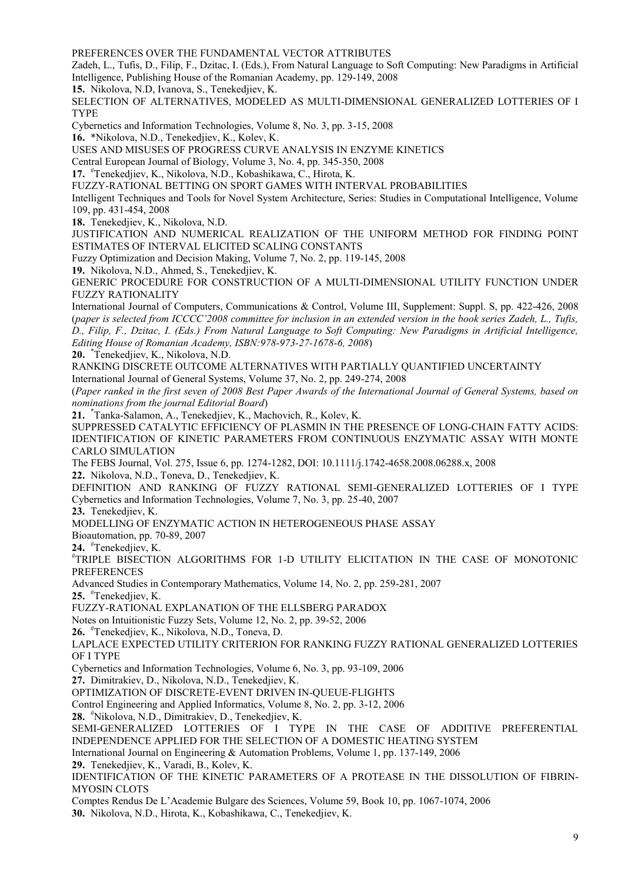PREFERENCES OVER THE FUNDAMENTAL VECTOR ATTRIBUTES

Zadeh, L., Tufis, D., Filip, F., Dzitac, I. (Eds.), From Natural Language to Soft Computing: New Paradigms in Artificial Intelligence, Publishing House of the Romanian Academy, pp. 129-149, 2008

**15.** Nikolova, N.D, Ivanova, S., Tenekedjiev, K.

SELECTION OF ALTERNATIVES, MODELED AS MULTI-DIMENSIONAL GENERALIZED LOTTERIES OF I TYPE

Cybernetics and Information Technologies, Volume 8, No. 3, pp. 3-15, 2008

**16.** *Nikolova, N.D., Tenekedjiev, K., Kolev, K.

USES AND MISUSES OF PROGRESS CURVE ANALYSIS IN ENZYME KINETICS

Central European Journal of Biology, Volume 3, No. 4, pp. 345-350, 2008

**17.** #Tenekedjiev, K., Nikolova, N.D., Kobashikawa, C., Hirota, K.

FUZZY-RATIONAL BETTING ON SPORT GAMES WITH INTERVAL PROBABILITIES

Intelligent Techniques and Tools for Novel System Architecture, Series: Studies in Computational Intelligence, Volume 109, pp. 431-454, 2008

**18.** Tenekedjiev, K., Nikolova, N.D.

JUSTIFICATION AND NUMERICAL REALIZATION OF THE UNIFORM METHOD FOR FINDING POINT ESTIMATES OF INTERVAL ELICITED SCALING CONSTANTS

Fuzzy Optimization and Decision Making, Volume 7, No. 2, pp. 119-145, 2008

**19.** Nikolova, N.D., Ahmed, S., Tenekedjiev, K.

GENERIC PROCEDURE FOR CONSTRUCTION OF A MULTI-DIMENSIONAL UTILITY FUNCTION UNDER FUZZY RATIONALITY

International Journal of Computers, Communications & Control, Volume III, Supplement: Suppl. S, pp. 422-426, 2008 (*paper is selected from ICCCC'2008 committee for inclusion in an extended version in the book series Zadeh, L., Tufis, D., Filip, F., Dzitac, I. (Eds.) From Natural Language to Soft Computing: New Paradigms in Artificial Intelligence, Editing House of Romanian Academy, ISBN:978-973-27-1678-6, 2008*)

**20.** *Tenekedjiev, K., Nikolova, N.D.

RANKING DISCRETE OUTCOME ALTERNATIVES WITH PARTIALLY QUANTIFIED UNCERTAINTY

International Journal of General Systems, Volume 37, No. 2, pp. 249-274, 2008

(*Paper ranked in the first seven of 2008 Best Paper Awards of the International Journal of General Systems, based on nominations from the journal Editorial Board*)

**21.** *Tanka-Salamon, A., Tenekedjiev, K., Machovich, R., Kolev, K.

SUPPRESSED CATALYTIC EFFICIENCY OF PLASMIN IN THE PRESENCE OF LONG-CHAIN FATTY ACIDS: IDENTIFICATION OF KINETIC PARAMETERS FROM CONTINUOUS ENZYMATIC ASSAY WITH MONTE CARLO SIMULATION

The FEBS Journal, Vol. 275, Issue 6, pp. 1274-1282, DOI: 10.1111/j.1742-4658.2008.06288.x, 2008

**22.** Nikolova, N.D., Toneva, D., Tenekedjiev, K.

DEFINITION AND RANKING OF FUZZY RATIONAL SEMI-GENERALIZED LOTTERIES OF I TYPE
Cybernetics and Information Technologies, Volume 7, No. 3, pp. 25-40, 2007

**23.** Tenekedjiev, K.

MODELLING OF ENZYMATIC ACTION IN HETEROGENEOUS PHASE ASSAY

Bioautomation, pp. 70-89, 2007

**24.** #Tenekedjiev, K.

#TRIPLE BISECTION ALGORITHMS FOR 1-D UTILITY ELICITATION IN THE CASE OF MONOTONIC PREFERENCES

Advanced Studies in Contemporary Mathematics, Volume 14, No. 2, pp. 259-281, 2007

**25.** #Tenekedjiev, K.

FUZZY-RATIONAL EXPLANATION OF THE ELLSBERG PARADOX

Notes on Intuitionistic Fuzzy Sets, Volume 12, No. 2, pp. 39-52, 2006

**26.** #Tenekedjiev, K., Nikolova, N.D., Toneva, D.

LAPLACE EXPECTED UTILITY CRITERION FOR RANKING FUZZY RATIONAL GENERALIZED LOTTERIES OF I TYPE

Cybernetics and Information Technologies, Volume 6, No. 3, pp. 93-109, 2006

**27.** Dimitrakiev, D., Nikolova, N.D., Tenekedjiev, K.

OPTIMIZATION OF DISCRETE-EVENT DRIVEN IN-QUEUE-FLIGHTS

Control Engineering and Applied Informatics, Volume 8, No. 2, pp. 3-12, 2006

**28.** #Nikolova, N.D., Dimitrakiev, D., Tenekedjiev, K.

SEMI-GENERALIZED LOTTERIES OF I TYPE IN THE CASE OF ADDITIVE PREFERENTIAL INDEPENDENCE APPLIED FOR THE SELECTION OF A DOMESTIC HEATING SYSTEM

International Journal on Engineering & Automation Problems, Volume 1, pp. 137-149, 2006

**29.** Tenekedjiev, K., Varadi, B., Kolev, K.

IDENTIFICATION OF THE KINETIC PARAMETERS OF A PROTEASE IN THE DISSOLUTION OF FIBRIN-MYOSIN CLOTS

Comptes Rendus De L'Academie Bulgare des Sciences, Volume 59, Book 10, pp. 1067-1074, 2006

**30.** Nikolova, N.D., Hirota, K., Kobashikawa, C., Tenekedjiev, K.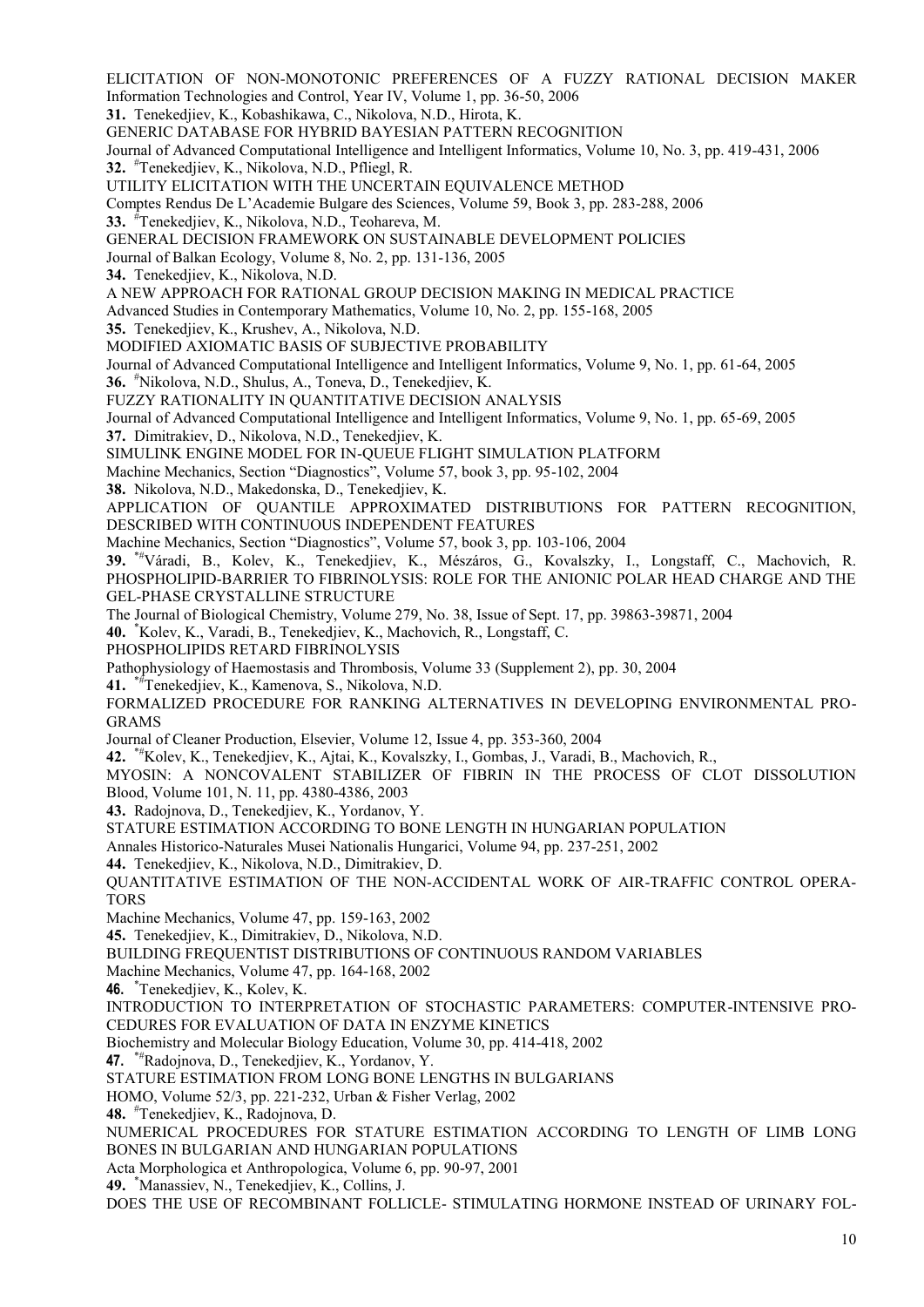ELICITATION OF NON-MONOTONIC PREFERENCES OF A FUZZY RATIONAL DECISION MAKER
Information Technologies and Control, Year IV, Volume 1, pp. 36-50, 2006

**31.** Tenekedjiev, K., Kobashikawa, C., Nikolova, N.D., Hirota, K.
GENERIC DATABASE FOR HYBRID BAYESIAN PATTERN RECOGNITION
Journal of Advanced Computational Intelligence and Intelligent Informatics, Volume 10, No. 3, pp. 419-431, 2006

**32.** [#]Tenekedjiev, K., Nikolova, N.D., Pfliegl, R.
UTILITY ELICITATION WITH THE UNCERTAIN EQUIVALENCE METHOD
Comptes Rendus De L'Academie Bulgare des Sciences, Volume 59, Book 3, pp. 283-288, 2006

**33.** [#]Tenekedjiev, K., Nikolova, N.D., Teohareva, M.
GENERAL DECISION FRAMEWORK ON SUSTAINABLE DEVELOPMENT POLICIES
Journal of Balkan Ecology, Volume 8, No. 2, pp. 131-136, 2005

**34.** Tenekedjiev, K., Nikolova, N.D.
A NEW APPROACH FOR RATIONAL GROUP DECISION MAKING IN MEDICAL PRACTICE
Advanced Studies in Contemporary Mathematics, Volume 10, No. 2, pp. 155-168, 2005

**35.** Tenekedjiev, K., Krushev, A., Nikolova, N.D.
MODIFIED AXIOMATIC BASIS OF SUBJECTIVE PROBABILITY
Journal of Advanced Computational Intelligence and Intelligent Informatics, Volume 9, No. 1, pp. 61-64, 2005

**36.** [#]Nikolova, N.D., Shulus, A., Toneva, D., Tenekedjiev, K.
FUZZY RATIONALITY IN QUANTITATIVE DECISION ANALYSIS
Journal of Advanced Computational Intelligence and Intelligent Informatics, Volume 9, No. 1, pp. 65-69, 2005

**37.** Dimitrakiev, D., Nikolova, N.D., Tenekedjiev, K.
SIMULINK ENGINE MODEL FOR IN-QUEUE FLIGHT SIMULATION PLATFORM
Machine Mechanics, Section "Diagnostics", Volume 57, book 3, pp. 95-102, 2004

**38.** Nikolova, N.D., Makedonska, D., Tenekedjiev, K.
APPLICATION OF QUANTILE APPROXIMATED DISTRIBUTIONS FOR PATTERN RECOGNITION, DESCRIBED WITH CONTINUOUS INDEPENDENT FEATURES
Machine Mechanics, Section "Diagnostics", Volume 57, book 3, pp. 103-106, 2004

**39.** [*#]Váradi, B., Kolev, K., Tenekedjiev, K., Mészáros, G., Kovalszky, I., Longstaff, C., Machovich, R.
PHOSPHOLIPID-BARRIER TO FIBRINOLYSIS: ROLE FOR THE ANIONIC POLAR HEAD CHARGE AND THE GEL-PHASE CRYSTALLINE STRUCTURE
The Journal of Biological Chemistry, Volume 279, No. 38, Issue of Sept. 17, pp. 39863-39871, 2004

**40.** [*]Kolev, K., Varadi, B., Tenekedjiev, K., Machovich, R., Longstaff, C.
PHOSPHOLIPIDS RETARD FIBRINOLYSIS
Pathophysiology of Haemostasis and Thrombosis, Volume 33 (Supplement 2), pp. 30, 2004

**41.** [*#]Tenekedjiev, K., Kamenova, S., Nikolova, N.D.
FORMALIZED PROCEDURE FOR RANKING ALTERNATIVES IN DEVELOPING ENVIRONMENTAL PRO-GRAMS
Journal of Cleaner Production, Elsevier, Volume 12, Issue 4, pp. 353-360, 2004

**42.** [*#]Kolev, K., Tenekedjiev, K., Ajtai, K., Kovalszky, I., Gombas, J., Varadi, B., Machovich, R.,
MYOSIN: A NONCOVALENT STABILIZER OF FIBRIN IN THE PROCESS OF CLOT DISSOLUTION
Blood, Volume 101, N. 11, pp. 4380-4386, 2003

**43.** Radojnova, D., Tenekedjiev, K., Yordanov, Y.
STATURE ESTIMATION ACCORDING TO BONE LENGTH IN HUNGARIAN POPULATION
Annales Historico-Naturales Musei Nationalis Hungarici, Volume 94, pp. 237-251, 2002

**44.** Tenekedjiev, K., Nikolova, N.D., Dimitrakiev, D.
QUANTITATIVE ESTIMATION OF THE NON-ACCIDENTAL WORK OF AIR-TRAFFIC CONTROL OPERA-TORS
Machine Mechanics, Volume 47, pp. 159-163, 2002

**45.** Tenekedjiev, K., Dimitrakiev, D., Nikolova, N.D.
BUILDING FREQUENTIST DISTRIBUTIONS OF CONTINUOUS RANDOM VARIABLES
Machine Mechanics, Volume 47, pp. 164-168, 2002

**46.** [*]Tenekedjiev, K., Kolev, K.
INTRODUCTION TO INTERPRETATION OF STOCHASTIC PARAMETERS: COMPUTER-INTENSIVE PRO-CEDURES FOR EVALUATION OF DATA IN ENZYME KINETICS
Biochemistry and Molecular Biology Education, Volume 30, pp. 414-418, 2002

**47.** [*#]Radojnova, D., Tenekedjiev, K., Yordanov, Y.
STATURE ESTIMATION FROM LONG BONE LENGTHS IN BULGARIANS
HOMO, Volume 52/3, pp. 221-232, Urban & Fisher Verlag, 2002

**48.** [#]Tenekedjiev, K., Radojnova, D.
NUMERICAL PROCEDURES FOR STATURE ESTIMATION ACCORDING TO LENGTH OF LIMB LONG BONES IN BULGARIAN AND HUNGARIAN POPULATIONS
Acta Morphologica et Anthropologica, Volume 6, pp. 90-97, 2001

**49.** [*]Manassiev, N., Tenekedjiev, K., Collins, J.
DOES THE USE OF RECOMBINANT FOLLICLE- STIMULATING HORMONE INSTEAD OF URINARY FOL-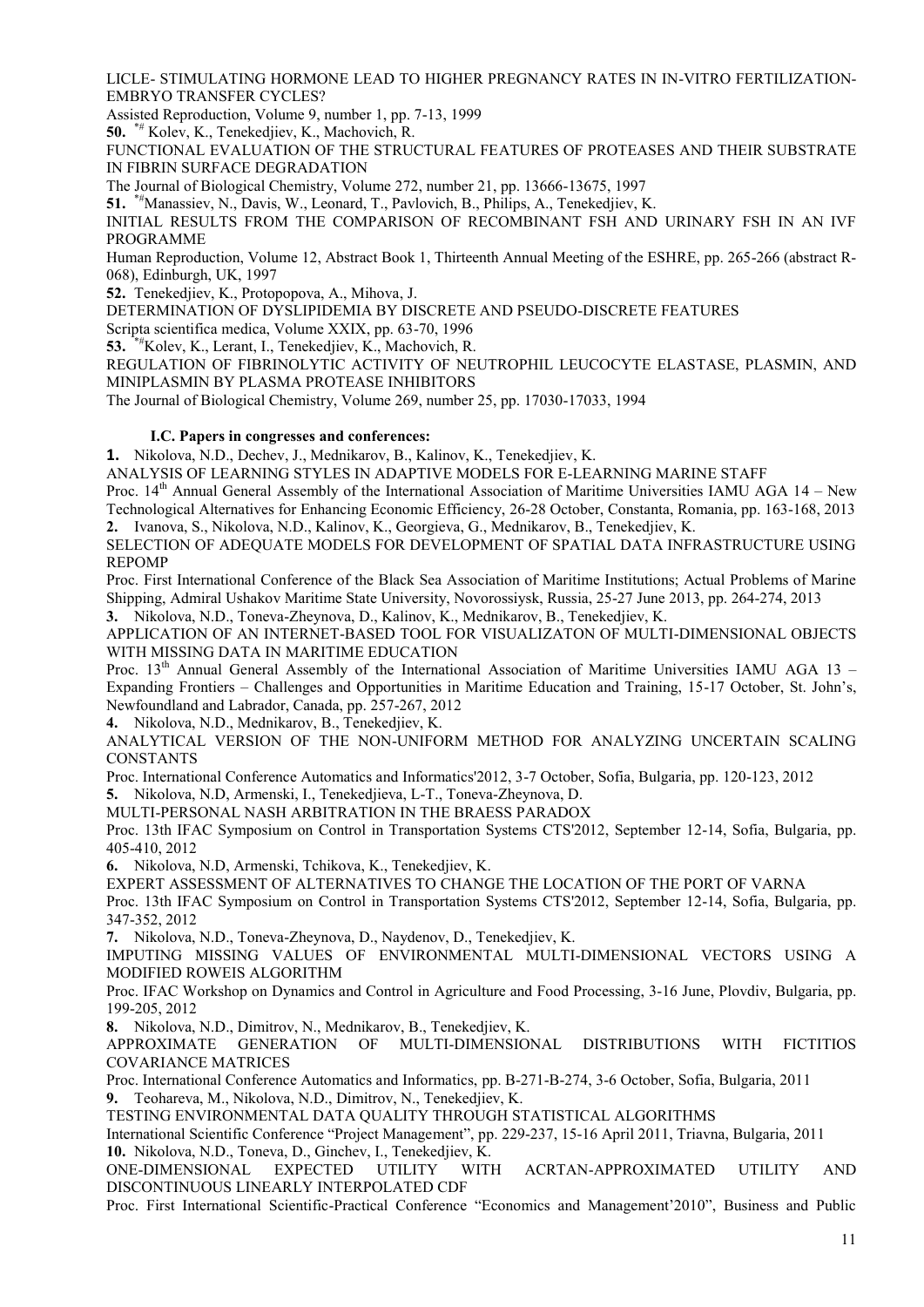LICLE- STIMULATING HORMONE LEAD TO HIGHER PREGNANCY RATES IN IN-VITRO FERTILIZATION-EMBRYO TRANSFER CYCLES?

Assisted Reproduction, Volume 9, number 1, pp. 7-13, 1999

**50.** *# Kolev, K., Tenekedjiev, K., Machovich, R.

FUNCTIONAL EVALUATION OF THE STRUCTURAL FEATURES OF PROTEASES AND THEIR SUBSTRATE IN FIBRIN SURFACE DEGRADATION

The Journal of Biological Chemistry, Volume 272, number 21, pp. 13666-13675, 1997

**51.** *#Manassiev, N., Davis, W., Leonard, T., Pavlovich, B., Philips, A., Tenekedjiev, K.

INITIAL RESULTS FROM THE COMPARISON OF RECOMBINANT FSH AND URINARY FSH IN AN IVF PROGRAMME

Human Reproduction, Volume 12, Abstract Book 1, Thirteenth Annual Meeting of the ESHRE, pp. 265-266 (abstract R-068), Edinburgh, UK, 1997

**52.** Tenekedjiev, K., Protopopova, A., Mihova, J.

DETERMINATION OF DYSLIPIDEMIA BY DISCRETE AND PSEUDO-DISCRETE FEATURES

Scripta scientifica medica, Volume XXIX, pp. 63-70, 1996

**53.** *#Kolev, K., Lerant, I., Tenekedjiev, K., Machovich, R.

REGULATION OF FIBRINOLYTIC ACTIVITY OF NEUTROPHIL LEUCOCYTE ELASTASE, PLASMIN, AND MINIPLASMIN BY PLASMA PROTEASE INHIBITORS

The Journal of Biological Chemistry, Volume 269, number 25, pp. 17030-17033, 1994

### I.C. Papers in congresses and conferences:

**1.** Nikolova, N.D., Dechev, J., Mednikarov, B., Kalinov, K., Tenekedjiev, K.

ANALYSIS OF LEARNING STYLES IN ADAPTIVE MODELS FOR E-LEARNING MARINE STAFF

Proc. 14th Annual General Assembly of the International Association of Maritime Universities IAMU AGA 14 – New Technological Alternatives for Enhancing Economic Efficiency, 26-28 October, Constanta, Romania, pp. 163-168, 2013

**2.** Ivanova, S., Nikolova, N.D., Kalinov, K., Georgieva, G., Mednikarov, B., Tenekedjiev, K.

SELECTION OF ADEQUATE MODELS FOR DEVELOPMENT OF SPATIAL DATA INFRASTRUCTURE USING REPOMP

Proc. First International Conference of the Black Sea Association of Maritime Institutions; Actual Problems of Marine Shipping, Admiral Ushakov Maritime State University, Novorossiysk, Russia, 25-27 June 2013, pp. 264-274, 2013

**3.** Nikolova, N.D., Toneva-Zheynova, D., Kalinov, K., Mednikarov, B., Tenekedjiev, K.

APPLICATION OF AN INTERNET-BASED TOOL FOR VISUALIZATON OF MULTI-DIMENSIONAL OBJECTS WITH MISSING DATA IN MARITIME EDUCATION

Proc. 13th Annual General Assembly of the International Association of Maritime Universities IAMU AGA 13 – Expanding Frontiers – Challenges and Opportunities in Maritime Education and Training, 15-17 October, St. John's, Newfoundland and Labrador, Canada, pp. 257-267, 2012

**4.** Nikolova, N.D., Mednikarov, B., Tenekedjiev, K.

ANALYTICAL VERSION OF THE NON-UNIFORM METHOD FOR ANALYZING UNCERTAIN SCALING CONSTANTS

Proc. International Conference Automatics and Informatics'2012, 3-7 October, Sofia, Bulgaria, pp. 120-123, 2012

**5.** Nikolova, N.D, Armenski, I., Tenekedjieva, L-T., Toneva-Zheynova, D.

MULTI-PERSONAL NASH ARBITRATION IN THE BRAESS PARADOX

Proc. 13th IFAC Symposium on Control in Transportation Systems CTS'2012, September 12-14, Sofia, Bulgaria, pp. 405-410, 2012

**6.** Nikolova, N.D, Armenski, Tchikova, K., Tenekedjiev, K.

EXPERT ASSESSMENT OF ALTERNATIVES TO CHANGE THE LOCATION OF THE PORT OF VARNA

Proc. 13th IFAC Symposium on Control in Transportation Systems CTS'2012, September 12-14, Sofia, Bulgaria, pp. 347-352, 2012

**7.** Nikolova, N.D., Toneva-Zheynova, D., Naydenov, D., Tenekedjiev, K.

IMPUTING MISSING VALUES OF ENVIRONMENTAL MULTI-DIMENSIONAL VECTORS USING A MODIFIED ROWEIS ALGORITHM

Proc. IFAC Workshop on Dynamics and Control in Agriculture and Food Processing, 3-16 June, Plovdiv, Bulgaria, pp. 199-205, 2012

**8.** Nikolova, N.D., Dimitrov, N., Mednikarov, B., Tenekedjiev, K.

APPROXIMATE GENERATION OF MULTI-DIMENSIONAL DISTRIBUTIONS WITH FICTITIOS COVARIANCE MATRICES

Proc. International Conference Automatics and Informatics, pp. B-271-B-274, 3-6 October, Sofia, Bulgaria, 2011

**9.** Teohareva, M., Nikolova, N.D., Dimitrov, N., Tenekedjiev, K.

TESTING ENVIRONMENTAL DATA QUALITY THROUGH STATISTICAL ALGORITHMS

International Scientific Conference "Project Management", pp. 229-237, 15-16 April 2011, Triavna, Bulgaria, 2011

**10.** Nikolova, N.D., Toneva, D., Ginchev, I., Tenekedjiev, K.

ONE-DIMENSIONAL EXPECTED UTILITY WITH ACRTAN-APPROXIMATED UTILITY AND DISCONTINUOUS LINEARLY INTERPOLATED CDF

Proc. First International Scientific-Practical Conference "Economics and Management'2010", Business and Public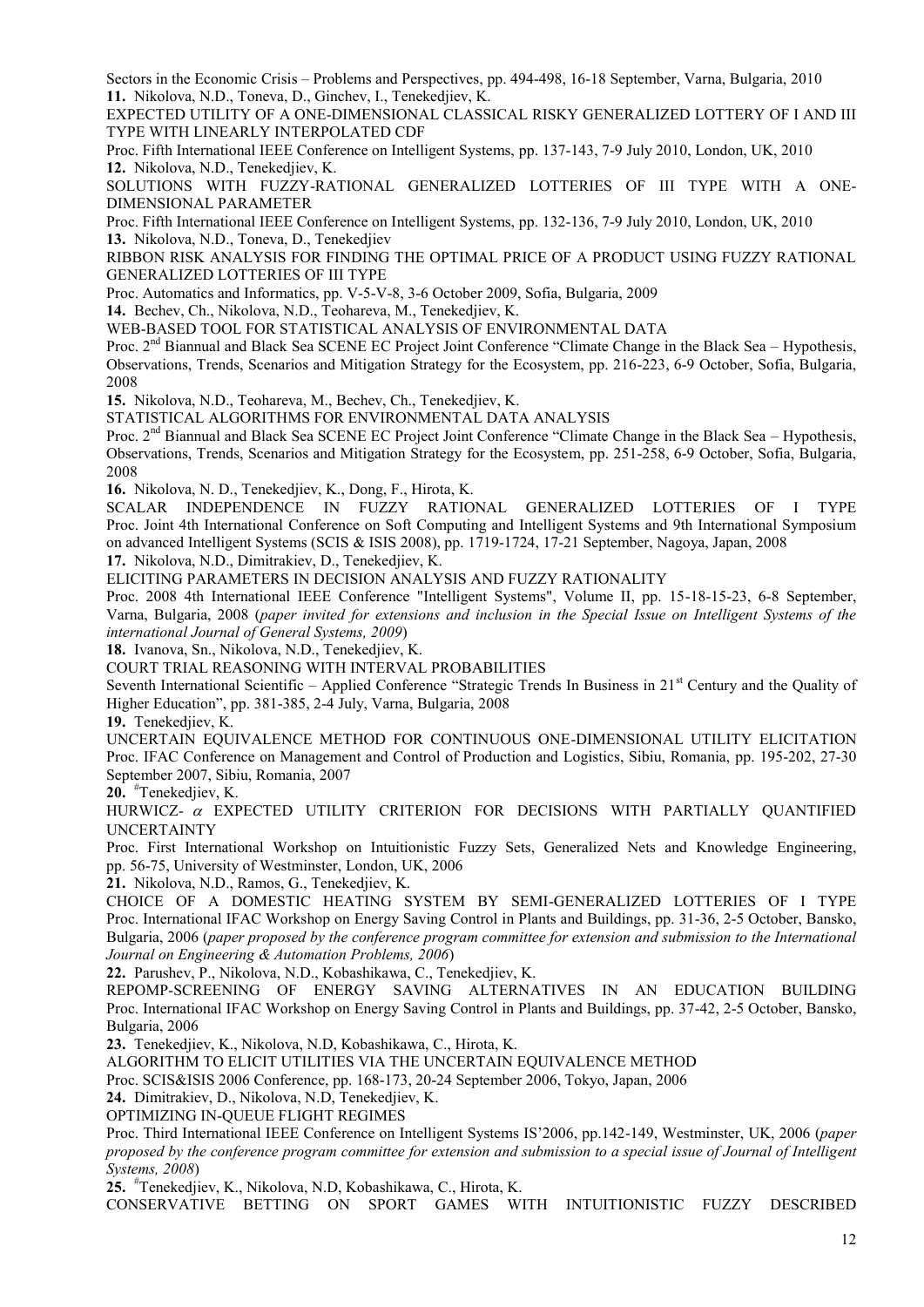Sectors in the Economic Crisis – Problems and Perspectives, pp. 494-498, 16-18 September, Varna, Bulgaria, 2010

**11.** Nikolova, N.D., Toneva, D., Ginchev, I., Tenekedjiev, K.
EXPECTED UTILITY OF A ONE-DIMENSIONAL CLASSICAL RISKY GENERALIZED LOTTERY OF I AND III TYPE WITH LINEARLY INTERPOLATED CDF
Proc. Fifth International IEEE Conference on Intelligent Systems, pp. 137-143, 7-9 July 2010, London, UK, 2010

**12.** Nikolova, N.D., Tenekedjiev, K.
SOLUTIONS WITH FUZZY-RATIONAL GENERALIZED LOTTERIES OF III TYPE WITH A ONE-DIMENSIONAL PARAMETER
Proc. Fifth International IEEE Conference on Intelligent Systems, pp. 132-136, 7-9 July 2010, London, UK, 2010

**13.** Nikolova, N.D., Toneva, D., Tenekedjiev
RIBBON RISK ANALYSIS FOR FINDING THE OPTIMAL PRICE OF A PRODUCT USING FUZZY RATIONAL GENERALIZED LOTTERIES OF III TYPE
Proc. Automatics and Informatics, pp. V-5-V-8, 3-6 October 2009, Sofia, Bulgaria, 2009

**14.** Bechev, Ch., Nikolova, N.D., Teohareva, M., Tenekedjiev, K.
WEB-BASED TOOL FOR STATISTICAL ANALYSIS OF ENVIRONMENTAL DATA
Proc. 2nd Biannual and Black Sea SCENE EC Project Joint Conference "Climate Change in the Black Sea – Hypothesis, Observations, Trends, Scenarios and Mitigation Strategy for the Ecosystem, pp. 216-223, 6-9 October, Sofia, Bulgaria, 2008

**15.** Nikolova, N.D., Teohareva, M., Bechev, Ch., Tenekedjiev, K.
STATISTICAL ALGORITHMS FOR ENVIRONMENTAL DATA ANALYSIS
Proc. 2nd Biannual and Black Sea SCENE EC Project Joint Conference "Climate Change in the Black Sea – Hypothesis, Observations, Trends, Scenarios and Mitigation Strategy for the Ecosystem, pp. 251-258, 6-9 October, Sofia, Bulgaria, 2008

**16.** Nikolova, N. D., Tenekedjiev, K., Dong, F., Hirota, K.
SCALAR INDEPENDENCE IN FUZZY RATIONAL GENERALIZED LOTTERIES OF I TYPE
Proc. Joint 4th International Conference on Soft Computing and Intelligent Systems and 9th International Symposium on advanced Intelligent Systems (SCIS & ISIS 2008), pp. 1719-1724, 17-21 September, Nagoya, Japan, 2008

**17.** Nikolova, N.D., Dimitrakiev, D., Tenekedjiev, K.
ELICITING PARAMETERS IN DECISION ANALYSIS AND FUZZY RATIONALITY
Proc. 2008 4th International IEEE Conference "Intelligent Systems", Volume II, pp. 15-18-15-23, 6-8 September, Varna, Bulgaria, 2008 (*paper invited for extensions and inclusion in the Special Issue on Intelligent Systems of the international Journal of General Systems, 2009*)

**18.** Ivanova, Sn., Nikolova, N.D., Tenekedjiev, K.
COURT TRIAL REASONING WITH INTERVAL PROBABILITIES
Seventh International Scientific – Applied Conference "Strategic Trends In Business in 21st Century and the Quality of Higher Education", pp. 381-385, 2-4 July, Varna, Bulgaria, 2008

**19.** Tenekedjiev, K.
UNCERTAIN EQUIVALENCE METHOD FOR CONTINUOUS ONE-DIMENSIONAL UTILITY ELICITATION
Proc. IFAC Conference on Management and Control of Production and Logistics, Sibiu, Romania, pp. 195-202, 27-30 September 2007, Sibiu, Romania, 2007

**20.** #Tenekedjiev, K.
HURWICZ- $\alpha$ EXPECTED UTILITY CRITERION FOR DECISIONS WITH PARTIALLY QUANTIFIED UNCERTAINTY
Proc. First International Workshop on Intuitionistic Fuzzy Sets, Generalized Nets and Knowledge Engineering, pp. 56-75, University of Westminster, London, UK, 2006

**21.** Nikolova, N.D., Ramos, G., Tenekedjiev, K.
CHOICE OF A DOMESTIC HEATING SYSTEM BY SEMI-GENERALIZED LOTTERIES OF I TYPE
Proc. International IFAC Workshop on Energy Saving Control in Plants and Buildings, pp. 31-36, 2-5 October, Bansko, Bulgaria, 2006 (*paper proposed by the conference program committee for extension and submission to the International Journal on Engineering & Automation Problems, 2006*)

**22.** Parushev, P., Nikolova, N.D., Kobashikawa, C., Tenekedjiev, K.
REPOMP-SCREENING OF ENERGY SAVING ALTERNATIVES IN AN EDUCATION BUILDING
Proc. International IFAC Workshop on Energy Saving Control in Plants and Buildings, pp. 37-42, 2-5 October, Bansko, Bulgaria, 2006

**23.** Tenekedjiev, K., Nikolova, N.D, Kobashikawa, C., Hirota, K.
ALGORITHM TO ELICIT UTILITIES VIA THE UNCERTAIN EQUIVALENCE METHOD
Proc. SCIS&ISIS 2006 Conference, pp. 168-173, 20-24 September 2006, Tokyo, Japan, 2006

**24.** Dimitrakiev, D., Nikolova, N.D, Tenekedjiev, K.
OPTIMIZING IN-QUEUE FLIGHT REGIMES
Proc. Third International IEEE Conference on Intelligent Systems IS'2006, pp.142-149, Westminster, UK, 2006 (*paper proposed by the conference program committee for extension and submission to a special issue of Journal of Intelligent Systems, 2008*)

**25.** #Tenekedjiev, K., Nikolova, N.D, Kobashikawa, C., Hirota, K.
CONSERVATIVE BETTING ON SPORT GAMES WITH INTUITIONISTIC FUZZY DESCRIBED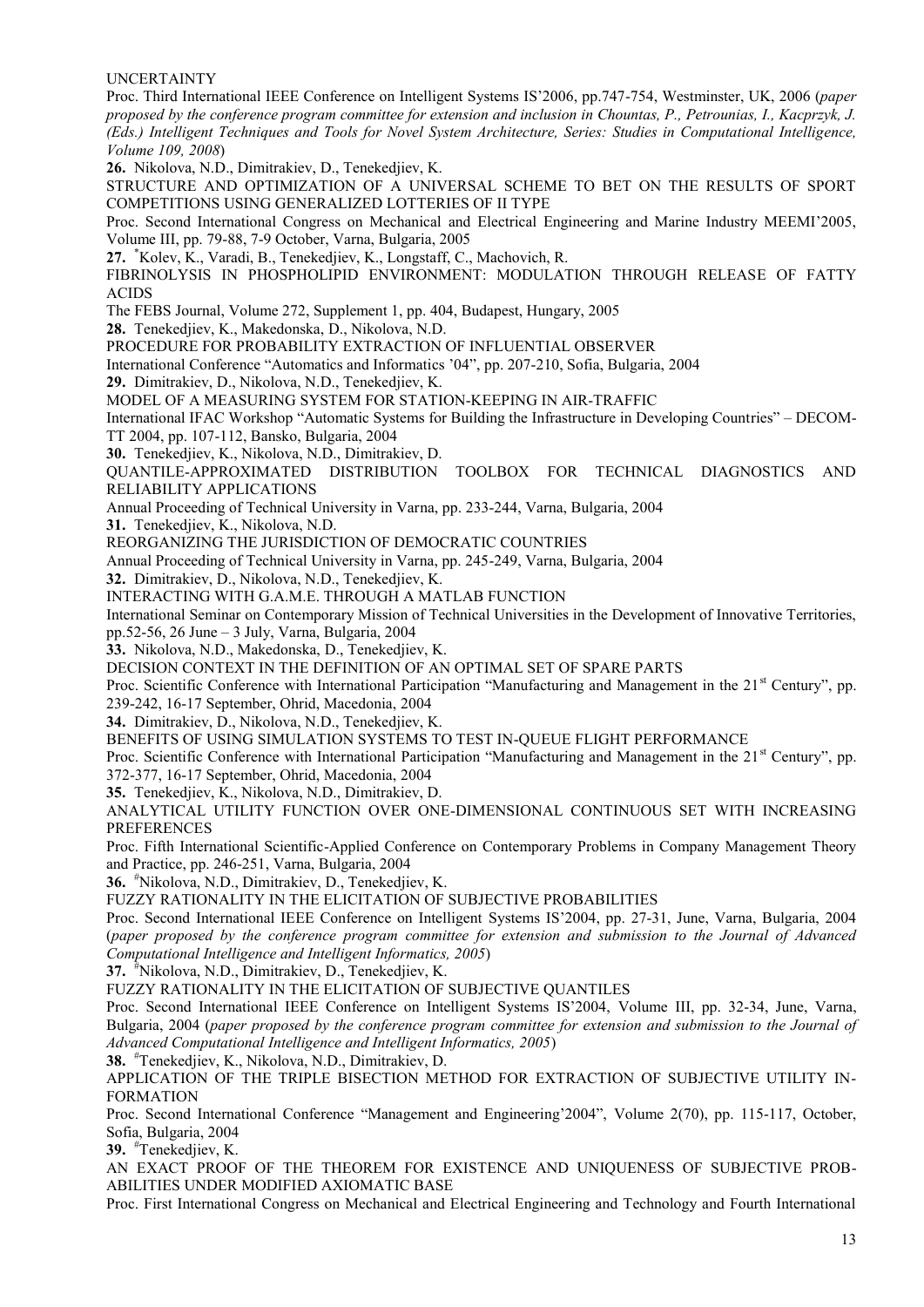UNCERTAINTY

Proc. Third International IEEE Conference on Intelligent Systems IS'2006, pp.747-754, Westminster, UK, 2006 (*paper proposed by the conference program committee for extension and inclusion in Chountas, P., Petrounias, I., Kacprzyk, J. (Eds.) Intelligent Techniques and Tools for Novel System Architecture, Series: Studies in Computational Intelligence, Volume 109, 2008*)

**26.** Nikolova, N.D., Dimitrakiev, D., Tenekedjiev, K.

STRUCTURE AND OPTIMIZATION OF A UNIVERSAL SCHEME TO BET ON THE RESULTS OF SPORT COMPETITIONS USING GENERALIZED LOTTERIES OF II TYPE

Proc. Second International Congress on Mechanical and Electrical Engineering and Marine Industry MEEMI'2005, Volume III, pp. 79-88, 7-9 October, Varna, Bulgaria, 2005

**27.** [*]Kolev, K., Varadi, B., Tenekedjiev, K., Longstaff, C., Machovich, R.

FIBRINOLYSIS IN PHOSPHOLIPID ENVIRONMENT: MODULATION THROUGH RELEASE OF FATTY ACIDS

The FEBS Journal, Volume 272, Supplement 1, pp. 404, Budapest, Hungary, 2005

**28.** Tenekedjiev, K., Makedonska, D., Nikolova, N.D.

PROCEDURE FOR PROBABILITY EXTRACTION OF INFLUENTIAL OBSERVER

International Conference "Automatics and Informatics '04", pp. 207-210, Sofia, Bulgaria, 2004

**29.** Dimitrakiev, D., Nikolova, N.D., Tenekedjiev, K.

MODEL OF A MEASURING SYSTEM FOR STATION-KEEPING IN AIR-TRAFFIC

International IFAC Workshop "Automatic Systems for Building the Infrastructure in Developing Countries" – DECOM-TT 2004, pp. 107-112, Bansko, Bulgaria, 2004

**30.** Tenekedjiev, K., Nikolova, N.D., Dimitrakiev, D.

QUANTILE-APPROXIMATED DISTRIBUTION TOOLBOX FOR TECHNICAL DIAGNOSTICS AND RELIABILITY APPLICATIONS

Annual Proceeding of Technical University in Varna, pp. 233-244, Varna, Bulgaria, 2004

**31.** Tenekedjiev, K., Nikolova, N.D.

REORGANIZING THE JURISDICTION OF DEMOCRATIC COUNTRIES

Annual Proceeding of Technical University in Varna, pp. 245-249, Varna, Bulgaria, 2004

**32.** Dimitrakiev, D., Nikolova, N.D., Tenekedjiev, K.

INTERACTING WITH G.A.M.E. THROUGH A MATLAB FUNCTION

International Seminar on Contemporary Mission of Technical Universities in the Development of Innovative Territories, pp.52-56, 26 June – 3 July, Varna, Bulgaria, 2004

**33.** Nikolova, N.D., Makedonska, D., Tenekedjiev, K.

DECISION CONTEXT IN THE DEFINITION OF AN OPTIMAL SET OF SPARE PARTS

Proc. Scientific Conference with International Participation "Manufacturing and Management in the 21st Century", pp. 239-242, 16-17 September, Ohrid, Macedonia, 2004

**34.** Dimitrakiev, D., Nikolova, N.D., Tenekedjiev, K.

BENEFITS OF USING SIMULATION SYSTEMS TO TEST IN-QUEUE FLIGHT PERFORMANCE

Proc. Scientific Conference with International Participation "Manufacturing and Management in the 21st Century", pp. 372-377, 16-17 September, Ohrid, Macedonia, 2004

**35.** Tenekedjiev, K., Nikolova, N.D., Dimitrakiev, D.

ANALYTICAL UTILITY FUNCTION OVER ONE-DIMENSIONAL CONTINUOUS SET WITH INCREASING PREFERENCES

Proc. Fifth International Scientific-Applied Conference on Contemporary Problems in Company Management Theory and Practice, pp. 246-251, Varna, Bulgaria, 2004

**36.** [#]Nikolova, N.D., Dimitrakiev, D., Tenekedjiev, K.

FUZZY RATIONALITY IN THE ELICITATION OF SUBJECTIVE PROBABILITIES

Proc. Second International IEEE Conference on Intelligent Systems IS'2004, pp. 27-31, June, Varna, Bulgaria, 2004 (*paper proposed by the conference program committee for extension and submission to the Journal of Advanced Computational Intelligence and Intelligent Informatics, 2005*)

**37.** [#]Nikolova, N.D., Dimitrakiev, D., Tenekedjiev, K.

FUZZY RATIONALITY IN THE ELICITATION OF SUBJECTIVE QUANTILES

Proc. Second International IEEE Conference on Intelligent Systems IS'2004, Volume III, pp. 32-34, June, Varna, Bulgaria, 2004 (*paper proposed by the conference program committee for extension and submission to the Journal of Advanced Computational Intelligence and Intelligent Informatics, 2005*)

**38.** [#]Tenekedjiev, K., Nikolova, N.D., Dimitrakiev, D.

APPLICATION OF THE TRIPLE BISECTION METHOD FOR EXTRACTION OF SUBJECTIVE UTILITY INFORMATION

Proc. Second International Conference "Management and Engineering'2004", Volume 2(70), pp. 115-117, October, Sofia, Bulgaria, 2004

**39.** [#]Tenekedjiev, K.

AN EXACT PROOF OF THE THEOREM FOR EXISTENCE AND UNIQUENESS OF SUBJECTIVE PROBABILITIES UNDER MODIFIED AXIOMATIC BASE

Proc. First International Congress on Mechanical and Electrical Engineering and Technology and Fourth International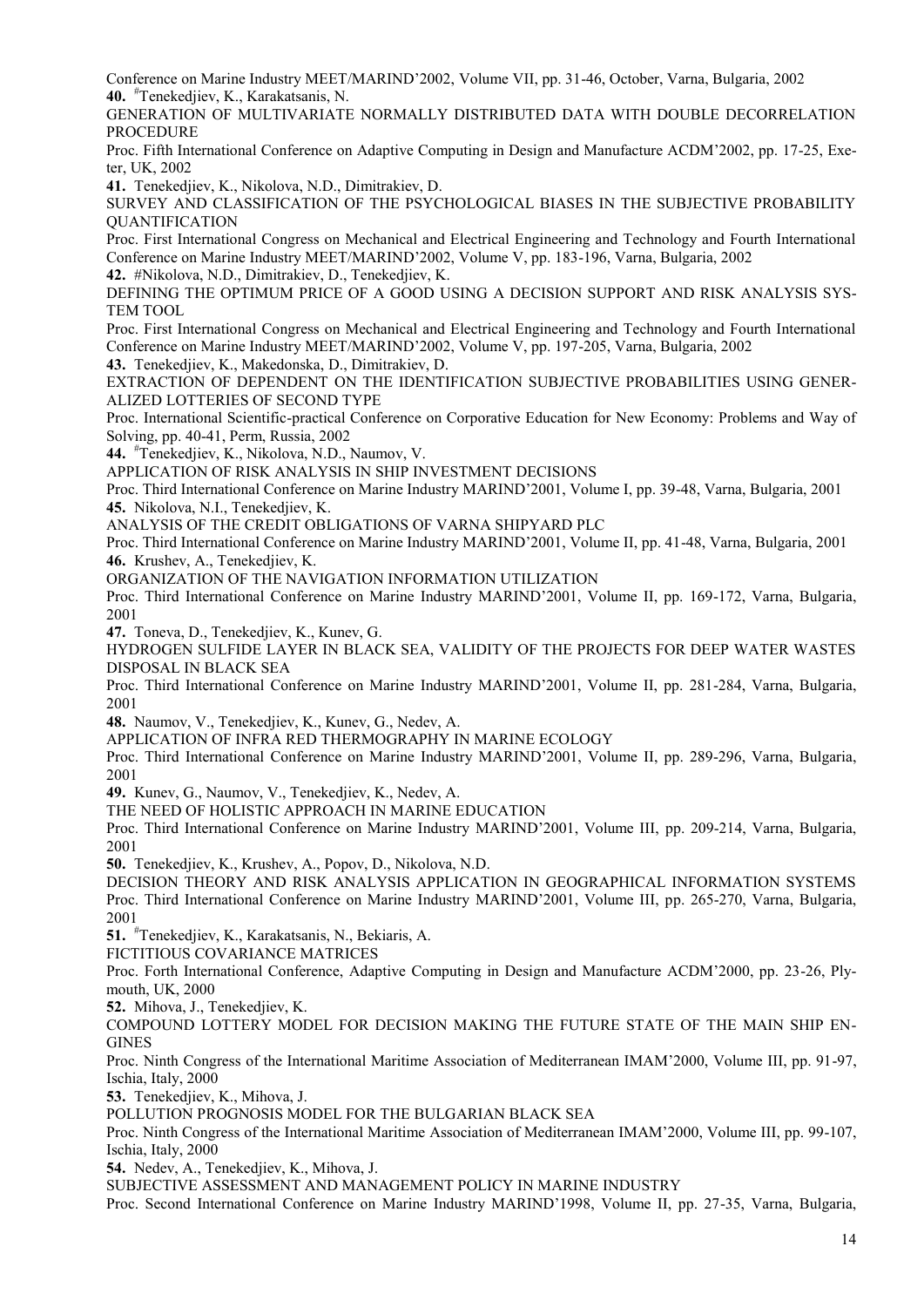Conference on Marine Industry MEET/MARIND'2002, Volume VII, pp. 31-46, October, Varna, Bulgaria, 2002

**40.** #Tenekedjiev, K., Karakatsanis, N.

GENERATION OF MULTIVARIATE NORMALLY DISTRIBUTED DATA WITH DOUBLE DECORRELATION PROCEDURE

Proc. Fifth International Conference on Adaptive Computing in Design and Manufacture ACDM'2002, pp. 17-25, Exeter, UK, 2002

**41.** Tenekedjiev, K., Nikolova, N.D., Dimitrakiev, D.

SURVEY AND CLASSIFICATION OF THE PSYCHOLOGICAL BIASES IN THE SUBJECTIVE PROBABILITY QUANTIFICATION

Proc. First International Congress on Mechanical and Electrical Engineering and Technology and Fourth International Conference on Marine Industry MEET/MARIND'2002, Volume V, pp. 183-196, Varna, Bulgaria, 2002

**42.** #Nikolova, N.D., Dimitrakiev, D., Tenekedjiev, K.

DEFINING THE OPTIMUM PRICE OF A GOOD USING A DECISION SUPPORT AND RISK ANALYSIS SYSTEM TOOL

Proc. First International Congress on Mechanical and Electrical Engineering and Technology and Fourth International Conference on Marine Industry MEET/MARIND'2002, Volume V, pp. 197-205, Varna, Bulgaria, 2002

**43.** Tenekedjiev, K., Makedonska, D., Dimitrakiev, D.

EXTRACTION OF DEPENDENT ON THE IDENTIFICATION SUBJECTIVE PROBABILITIES USING GENERALIZED LOTTERIES OF SECOND TYPE

Proc. International Scientific-practical Conference on Corporative Education for New Economy: Problems and Way of Solving, pp. 40-41, Perm, Russia, 2002

**44.** #Tenekedjiev, K., Nikolova, N.D., Naumov, V.

APPLICATION OF RISK ANALYSIS IN SHIP INVESTMENT DECISIONS

Proc. Third International Conference on Marine Industry MARIND'2001, Volume I, pp. 39-48, Varna, Bulgaria, 2001

**45.** Nikolova, N.I., Tenekedjiev, K.

ANALYSIS OF THE CREDIT OBLIGATIONS OF VARNA SHIPYARD PLC

Proc. Third International Conference on Marine Industry MARIND'2001, Volume II, pp. 41-48, Varna, Bulgaria, 2001

**46.** Krushev, A., Tenekedjiev, K.

ORGANIZATION OF THE NAVIGATION INFORMATION UTILIZATION

Proc. Third International Conference on Marine Industry MARIND'2001, Volume II, pp. 169-172, Varna, Bulgaria, 2001

**47.** Toneva, D., Tenekedjiev, K., Kunev, G.

HYDROGEN SULFIDE LAYER IN BLACK SEA, VALIDITY OF THE PROJECTS FOR DEEP WATER WASTES DISPOSAL IN BLACK SEA

Proc. Third International Conference on Marine Industry MARIND'2001, Volume II, pp. 281-284, Varna, Bulgaria, 2001

**48.** Naumov, V., Tenekedjiev, K., Kunev, G., Nedev, A.

APPLICATION OF INFRA RED THERMOGRAPHY IN MARINE ECOLOGY

Proc. Third International Conference on Marine Industry MARIND'2001, Volume II, pp. 289-296, Varna, Bulgaria, 2001

**49.** Kunev, G., Naumov, V., Tenekedjiev, K., Nedev, A.

THE NEED OF HOLISTIC APPROACH IN MARINE EDUCATION

Proc. Third International Conference on Marine Industry MARIND'2001, Volume III, pp. 209-214, Varna, Bulgaria, 2001

**50.** Tenekedjiev, K., Krushev, A., Popov, D., Nikolova, N.D.

DECISION THEORY AND RISK ANALYSIS APPLICATION IN GEOGRAPHICAL INFORMATION SYSTEMS

Proc. Third International Conference on Marine Industry MARIND'2001, Volume III, pp. 265-270, Varna, Bulgaria, 2001

**51.** #Tenekedjiev, K., Karakatsanis, N., Bekiaris, A.

FICTITIOUS COVARIANCE MATRICES

Proc. Forth International Conference, Adaptive Computing in Design and Manufacture ACDM'2000, pp. 23-26, Plymouth, UK, 2000

**52.** Mihova, J., Tenekedjiev, K.

COMPOUND LOTTERY MODEL FOR DECISION MAKING THE FUTURE STATE OF THE MAIN SHIP ENGINES

Proc. Ninth Congress of the International Maritime Association of Mediterranean IMAM'2000, Volume III, pp. 91-97, Ischia, Italy, 2000

**53.** Tenekedjiev, K., Mihova, J.

POLLUTION PROGNOSIS MODEL FOR THE BULGARIAN BLACK SEA

Proc. Ninth Congress of the International Maritime Association of Mediterranean IMAM'2000, Volume III, pp. 99-107, Ischia, Italy, 2000

**54.** Nedev, A., Tenekedjiev, K., Mihova, J.

SUBJECTIVE ASSESSMENT AND MANAGEMENT POLICY IN MARINE INDUSTRY

Proc. Second International Conference on Marine Industry MARIND'1998, Volume II, pp. 27-35, Varna, Bulgaria,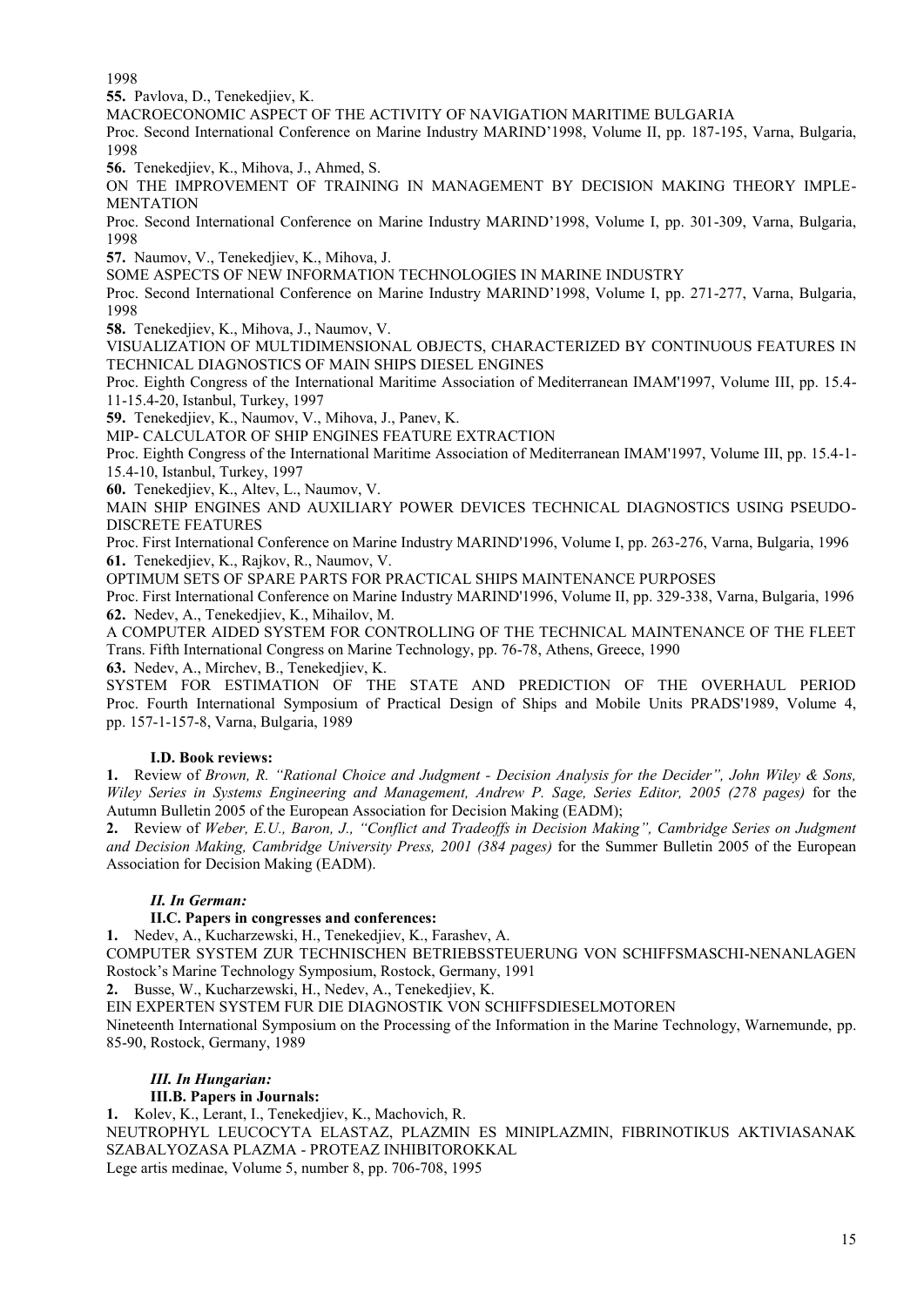1998

**55.** Pavlova, D., Tenekedjiev, K.

MACROECONOMIC ASPECT OF THE ACTIVITY OF NAVIGATION MARITIME BULGARIA

Proc. Second International Conference on Marine Industry MARIND'1998, Volume II, pp. 187-195, Varna, Bulgaria, 1998

**56.** Tenekedjiev, K., Mihova, J., Ahmed, S.

ON THE IMPROVEMENT OF TRAINING IN MANAGEMENT BY DECISION MAKING THEORY IMPLEMENTATION

Proc. Second International Conference on Marine Industry MARIND'1998, Volume I, pp. 301-309, Varna, Bulgaria, 1998

**57.** Naumov, V., Tenekedjiev, K., Mihova, J.

SOME ASPECTS OF NEW INFORMATION TECHNOLOGIES IN MARINE INDUSTRY

Proc. Second International Conference on Marine Industry MARIND'1998, Volume I, pp. 271-277, Varna, Bulgaria, 1998

**58.** Tenekedjiev, K., Mihova, J., Naumov, V.

VISUALIZATION OF MULTIDIMENSIONAL OBJECTS, CHARACTERIZED BY CONTINUOUS FEATURES IN TECHNICAL DIAGNOSTICS OF MAIN SHIPS DIESEL ENGINES

Proc. Eighth Congress of the International Maritime Association of Mediterranean IMAM'1997, Volume III, pp. 15.4-11-15.4-20, Istanbul, Turkey, 1997

**59.** Tenekedjiev, K., Naumov, V., Mihova, J., Panev, K.

MIP- CALCULATOR OF SHIP ENGINES FEATURE EXTRACTION

Proc. Eighth Congress of the International Maritime Association of Mediterranean IMAM'1997, Volume III, pp. 15.4-1-15.4-10, Istanbul, Turkey, 1997

**60.** Tenekedjiev, K., Altev, L., Naumov, V.

MAIN SHIP ENGINES AND AUXILIARY POWER DEVICES TECHNICAL DIAGNOSTICS USING PSEUDO-DISCRETE FEATURES

Proc. First International Conference on Marine Industry MARIND'1996, Volume I, pp. 263-276, Varna, Bulgaria, 1996

**61.** Tenekedjiev, K., Rajkov, R., Naumov, V.

OPTIMUM SETS OF SPARE PARTS FOR PRACTICAL SHIPS MAINTENANCE PURPOSES

Proc. First International Conference on Marine Industry MARIND'1996, Volume II, pp. 329-338, Varna, Bulgaria, 1996

**62.** Nedev, A., Tenekedjiev, K., Mihailov, M.

A COMPUTER AIDED SYSTEM FOR CONTROLLING OF THE TECHNICAL MAINTENANCE OF THE FLEET

Trans. Fifth International Congress on Marine Technology, pp. 76-78, Athens, Greece, 1990

**63.** Nedev, A., Mirchev, B., Tenekedjiev, K.

SYSTEM FOR ESTIMATION OF THE STATE AND PREDICTION OF THE OVERHAUL PERIOD

Proc. Fourth International Symposium of Practical Design of Ships and Mobile Units PRADS'1989, Volume 4, pp. 157-1-157-8, Varna, Bulgaria, 1989

#### I.D. Book reviews:

**1.** Review of *Brown, R. "Rational Choice and Judgment - Decision Analysis for the Decider", John Wiley & Sons, Wiley Series in Systems Engineering and Management, Andrew P. Sage, Series Editor, 2005 (278 pages)* for the Autumn Bulletin 2005 of the European Association for Decision Making (EADM);

**2.** Review of *Weber, E.U., Baron, J., "Conflict and Tradeoffs in Decision Making", Cambridge Series on Judgment and Decision Making, Cambridge University Press, 2001 (384 pages)* for the Summer Bulletin 2005 of the European Association for Decision Making (EADM).

### *II. In German:*

#### II.C. Papers in congresses and conferences:

**1.** Nedev, A., Kucharzewski, H., Tenekedjiev, K., Farashev, A.

COMPUTER SYSTEM ZUR TECHNISCHEN BETRIEBSSTEUERUNG VON SCHIFFSMASCHI-NENANLAGEN

Rostock's Marine Technology Symposium, Rostock, Germany, 1991

**2.** Busse, W., Kucharzewski, H., Nedev, A., Tenekedjiev, K.

EIN EXPERTEN SYSTEM FUR DIE DIAGNOSTIK VON SCHIFFSDIESELMOTOREN

Nineteenth International Symposium on the Processing of the Information in the Marine Technology, Warnemunde, pp. 85-90, Rostock, Germany, 1989

### *III. In Hungarian:*

#### III.B. Papers in Journals:

**1.** Kolev, K., Lerant, I., Tenekedjiev, K., Machovich, R.

NEUTROPHYL LEUCOCYTA ELASTAZ, PLAZMIN ES MINIPLAZMIN, FIBRINOTIKUS AKTIVIASANAK SZABALYOZASA PLAZMA - PROTEAZ INHIBITOROKKAL

Lege artis medinae, Volume 5, number 8, pp. 706-708, 1995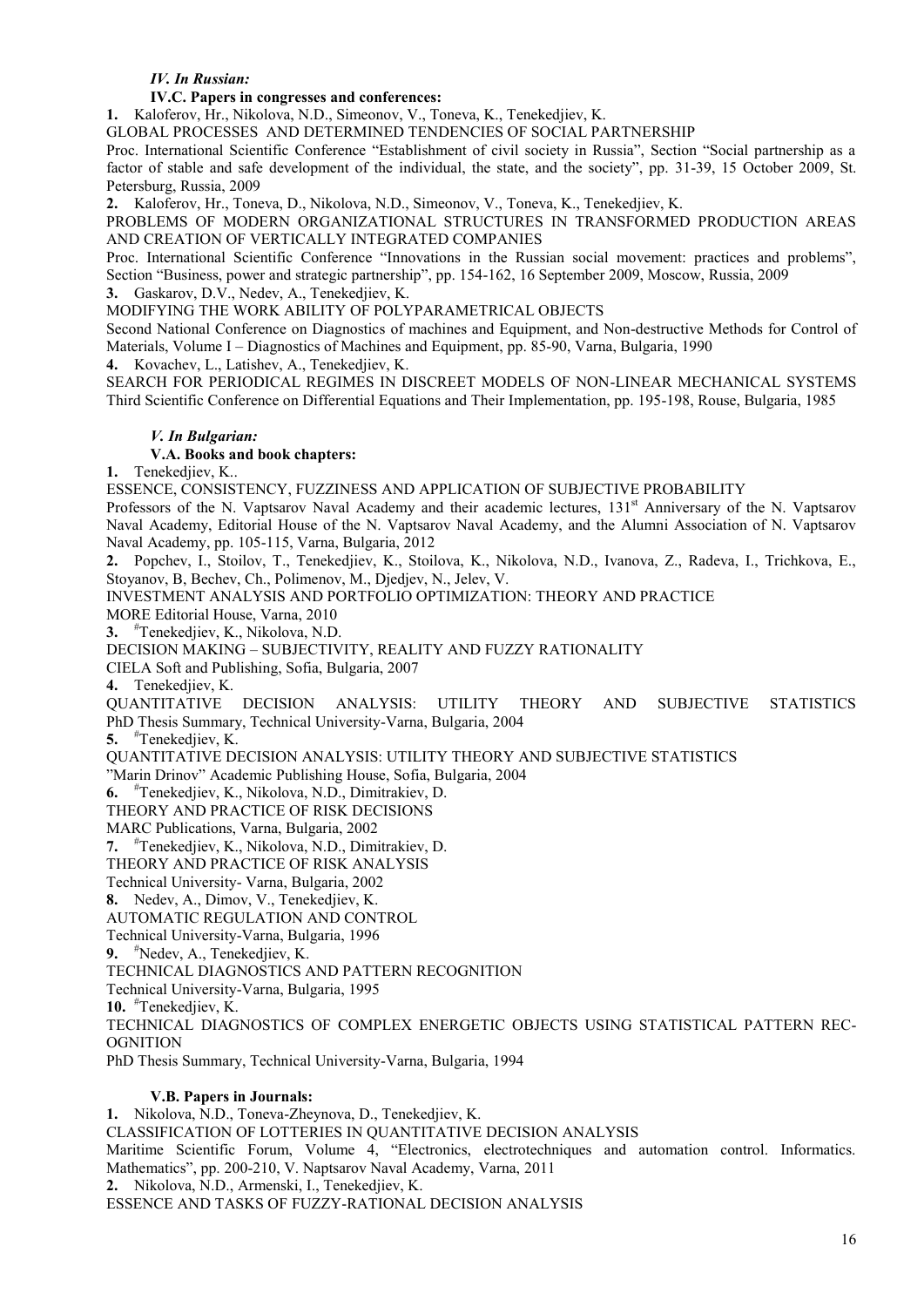*IV. In Russian:*

**IV.C. Papers in congresses and conferences:**

**1.** Kaloferov, Hr., Nikolova, N.D., Simeonov, V., Toneva, K., Tenekedjiev, K.
GLOBAL PROCESSES AND DETERMINED TENDENCIES OF SOCIAL PARTNERSHIP
Proc. International Scientific Conference "Establishment of civil society in Russia", Section "Social partnership as a factor of stable and safe development of the individual, the state, and the society", pp. 31-39, 15 October 2009, St. Petersburg, Russia, 2009

**2.** Kaloferov, Hr., Toneva, D., Nikolova, N.D., Simeonov, V., Toneva, K., Tenekedjiev, K.
PROBLEMS OF MODERN ORGANIZATIONAL STRUCTURES IN TRANSFORMED PRODUCTION AREAS AND CREATION OF VERTICALLY INTEGRATED COMPANIES
Proc. International Scientific Conference "Innovations in the Russian social movement: practices and problems", Section "Business, power and strategic partnership", pp. 154-162, 16 September 2009, Moscow, Russia, 2009

**3.** Gaskarov, D.V., Nedev, A., Tenekedjiev, K.
MODIFYING THE WORK ABILITY OF POLYPARAMETRICAL OBJECTS
Second National Conference on Diagnostics of machines and Equipment, and Non-destructive Methods for Control of Materials, Volume I – Diagnostics of Machines and Equipment, pp. 85-90, Varna, Bulgaria, 1990

**4.** Kovachev, L., Latishev, A., Tenekedjiev, K.
SEARCH FOR PERIODICAL REGIMES IN DISCREET MODELS OF NON-LINEAR MECHANICAL SYSTEMS
Third Scientific Conference on Differential Equations and Their Implementation, pp. 195-198, Rouse, Bulgaria, 1985

*V. In Bulgarian:*

**V.A. Books and book chapters:**

**1.** Tenekedjiev, K..
ESSENCE, CONSISTENCY, FUZZINESS AND APPLICATION OF SUBJECTIVE PROBABILITY
Professors of the N. Vaptsarov Naval Academy and their academic lectures, 131st Anniversary of the N. Vaptsarov Naval Academy, Editorial House of the N. Vaptsarov Naval Academy, and the Alumni Association of N. Vaptsarov Naval Academy, pp. 105-115, Varna, Bulgaria, 2012

**2.** Popchev, I., Stoilov, T., Tenekedjiev, K., Stoilova, K., Nikolova, N.D., Ivanova, Z., Radeva, I., Trichkova, E., Stoyanov, B, Bechev, Ch., Polimenov, M., Djedjev, N., Jelev, V.
INVESTMENT ANALYSIS AND PORTFOLIO OPTIMIZATION: THEORY AND PRACTICE
MORE Editorial House, Varna, 2010

**3.** #Tenekedjiev, K., Nikolova, N.D.
DECISION MAKING – SUBJECTIVITY, REALITY AND FUZZY RATIONALITY
CIELA Soft and Publishing, Sofia, Bulgaria, 2007

**4.** Tenekedjiev, K.
QUANTITATIVE DECISION ANALYSIS: UTILITY THEORY AND SUBJECTIVE STATISTICS
PhD Thesis Summary, Technical University-Varna, Bulgaria, 2004

**5.** #Tenekedjiev, K.
QUANTITATIVE DECISION ANALYSIS: UTILITY THEORY AND SUBJECTIVE STATISTICS
"Marin Drinov" Academic Publishing House, Sofia, Bulgaria, 2004

**6.** #Tenekedjiev, K., Nikolova, N.D., Dimitrakiev, D.
THEORY AND PRACTICE OF RISK DECISIONS
MARC Publications, Varna, Bulgaria, 2002

**7.** #Tenekedjiev, K., Nikolova, N.D., Dimitrakiev, D.
THEORY AND PRACTICE OF RISK ANALYSIS
Technical University- Varna, Bulgaria, 2002

**8.** Nedev, A., Dimov, V., Tenekedjiev, K.
AUTOMATIC REGULATION AND CONTROL
Technical University-Varna, Bulgaria, 1996

**9.** #Nedev, A., Tenekedjiev, K.
TECHNICAL DIAGNOSTICS AND PATTERN RECOGNITION
Technical University-Varna, Bulgaria, 1995

**10.** #Tenekedjiev, K.
TECHNICAL DIAGNOSTICS OF COMPLEX ENERGETIC OBJECTS USING STATISTICAL PATTERN RECOGNITION
PhD Thesis Summary, Technical University-Varna, Bulgaria, 1994

**V.B. Papers in Journals:**

**1.** Nikolova, N.D., Toneva-Zheynova, D., Tenekedjiev, K.
CLASSIFICATION OF LOTTERIES IN QUANTITATIVE DECISION ANALYSIS
Maritime Scientific Forum, Volume 4, "Electronics, electrotechniques and automation control. Informatics. Mathematics", pp. 200-210, V. Naptsarov Naval Academy, Varna, 2011

**2.** Nikolova, N.D., Armenski, I., Tenekedjiev, K.
ESSENCE AND TASKS OF FUZZY-RATIONAL DECISION ANALYSIS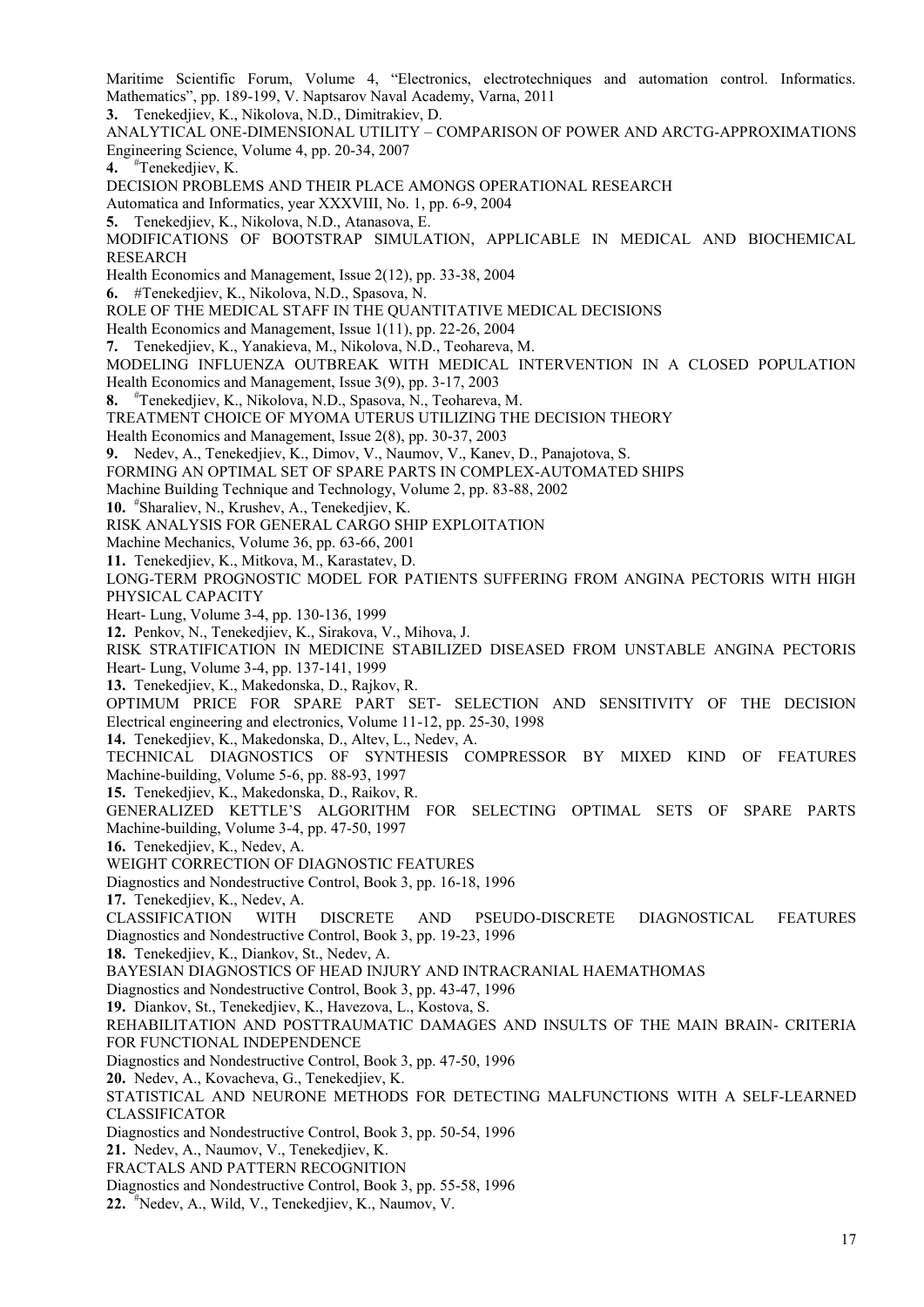Maritime Scientific Forum, Volume 4, "Electronics, electrotechniques and automation control. Informatics. Mathematics", pp. 189-199, V. Naptsarov Naval Academy, Varna, 2011

**3.** Tenekedjiev, K., Nikolova, N.D., Dimitrakiev, D.
ANALYTICAL ONE-DIMENSIONAL UTILITY – COMPARISON OF POWER AND ARCTG-APPROXIMATIONS
Engineering Science, Volume 4, pp. 20-34, 2007

**4.** #Tenekedjiev, K.
DECISION PROBLEMS AND THEIR PLACE AMONGS OPERATIONAL RESEARCH
Automatica and Informatics, year XXXVIII, No. 1, pp. 6-9, 2004

**5.** Tenekedjiev, K., Nikolova, N.D., Atanasova, E.
MODIFICATIONS OF BOOTSTRAP SIMULATION, APPLICABLE IN MEDICAL AND BIOCHEMICAL RESEARCH
Health Economics and Management, Issue 2(12), pp. 33-38, 2004

**6.** #Tenekedjiev, K., Nikolova, N.D., Spasova, N.
ROLE OF THE MEDICAL STAFF IN THE QUANTITATIVE MEDICAL DECISIONS
Health Economics and Management, Issue 1(11), pp. 22-26, 2004

**7.** Tenekedjiev, K., Yanakieva, M., Nikolova, N.D., Teohareva, M.
MODELING INFLUENZA OUTBREAK WITH MEDICAL INTERVENTION IN A CLOSED POPULATION
Health Economics and Management, Issue 3(9), pp. 3-17, 2003

**8.** #Tenekedjiev, K., Nikolova, N.D., Spasova, N., Teohareva, M.
TREATMENT CHOICE OF MYOMA UTERUS UTILIZING THE DECISION THEORY
Health Economics and Management, Issue 2(8), pp. 30-37, 2003

**9.** Nedev, A., Tenekedjiev, K., Dimov, V., Naumov, V., Kanev, D., Panajotova, S.
FORMING AN OPTIMAL SET OF SPARE PARTS IN COMPLEX-AUTOMATED SHIPS
Machine Building Technique and Technology, Volume 2, pp. 83-88, 2002

**10.** #Sharaliev, N., Krushev, A., Tenekedjiev, K.
RISK ANALYSIS FOR GENERAL CARGO SHIP EXPLOITATION
Machine Mechanics, Volume 36, pp. 63-66, 2001

**11.** Tenekedjiev, K., Mitkova, M., Karastatev, D.
LONG-TERM PROGNOSTIC MODEL FOR PATIENTS SUFFERING FROM ANGINA PECTORIS WITH HIGH PHYSICAL CAPACITY
Heart- Lung, Volume 3-4, pp. 130-136, 1999

**12.** Penkov, N., Tenekedjiev, K., Sirakova, V., Mihova, J.
RISK STRATIFICATION IN MEDICINE STABILIZED DISEASED FROM UNSTABLE ANGINA PECTORIS
Heart- Lung, Volume 3-4, pp. 137-141, 1999

**13.** Tenekedjiev, K., Makedonska, D., Rajkov, R.
OPTIMUM PRICE FOR SPARE PART SET- SELECTION AND SENSITIVITY OF THE DECISION
Electrical engineering and electronics, Volume 11-12, pp. 25-30, 1998

**14.** Tenekedjiev, K., Makedonska, D., Altev, L., Nedev, A.
TECHNICAL DIAGNOSTICS OF SYNTHESIS COMPRESSOR BY MIXED KIND OF FEATURES
Machine-building, Volume 5-6, pp. 88-93, 1997

**15.** Tenekedjiev, K., Makedonska, D., Raikov, R.
GENERALIZED KETTLE'S ALGORITHM FOR SELECTING OPTIMAL SETS OF SPARE PARTS
Machine-building, Volume 3-4, pp. 47-50, 1997

**16.** Tenekedjiev, K., Nedev, A.
WEIGHT CORRECTION OF DIAGNOSTIC FEATURES
Diagnostics and Nondestructive Control, Book 3, pp. 16-18, 1996

**17.** Tenekedjiev, K., Nedev, A.
CLASSIFICATION WITH DISCRETE AND PSEUDO-DISCRETE DIAGNOSTICAL FEATURES
Diagnostics and Nondestructive Control, Book 3, pp. 19-23, 1996

**18.** Tenekedjiev, K., Diankov, St., Nedev, A.
BAYESIAN DIAGNOSTICS OF HEAD INJURY AND INTRACRANIAL HAEMATHOMAS
Diagnostics and Nondestructive Control, Book 3, pp. 43-47, 1996

**19.** Diankov, St., Tenekedjiev, K., Havezova, L., Kostova, S.
REHABILITATION AND POSTTRAUMATIC DAMAGES AND INSULTS OF THE MAIN BRAIN- CRITERIA FOR FUNCTIONAL INDEPENDENCE
Diagnostics and Nondestructive Control, Book 3, pp. 47-50, 1996

**20.** Nedev, A., Kovacheva, G., Tenekedjiev, K.
STATISTICAL AND NEURONE METHODS FOR DETECTING MALFUNCTIONS WITH A SELF-LEARNED CLASSIFICATOR
Diagnostics and Nondestructive Control, Book 3, pp. 50-54, 1996

**21.** Nedev, A., Naumov, V., Tenekedjiev, K.
FRACTALS AND PATTERN RECOGNITION
Diagnostics and Nondestructive Control, Book 3, pp. 55-58, 1996

**22.** #Nedev, A., Wild, V., Tenekedjiev, K., Naumov, V.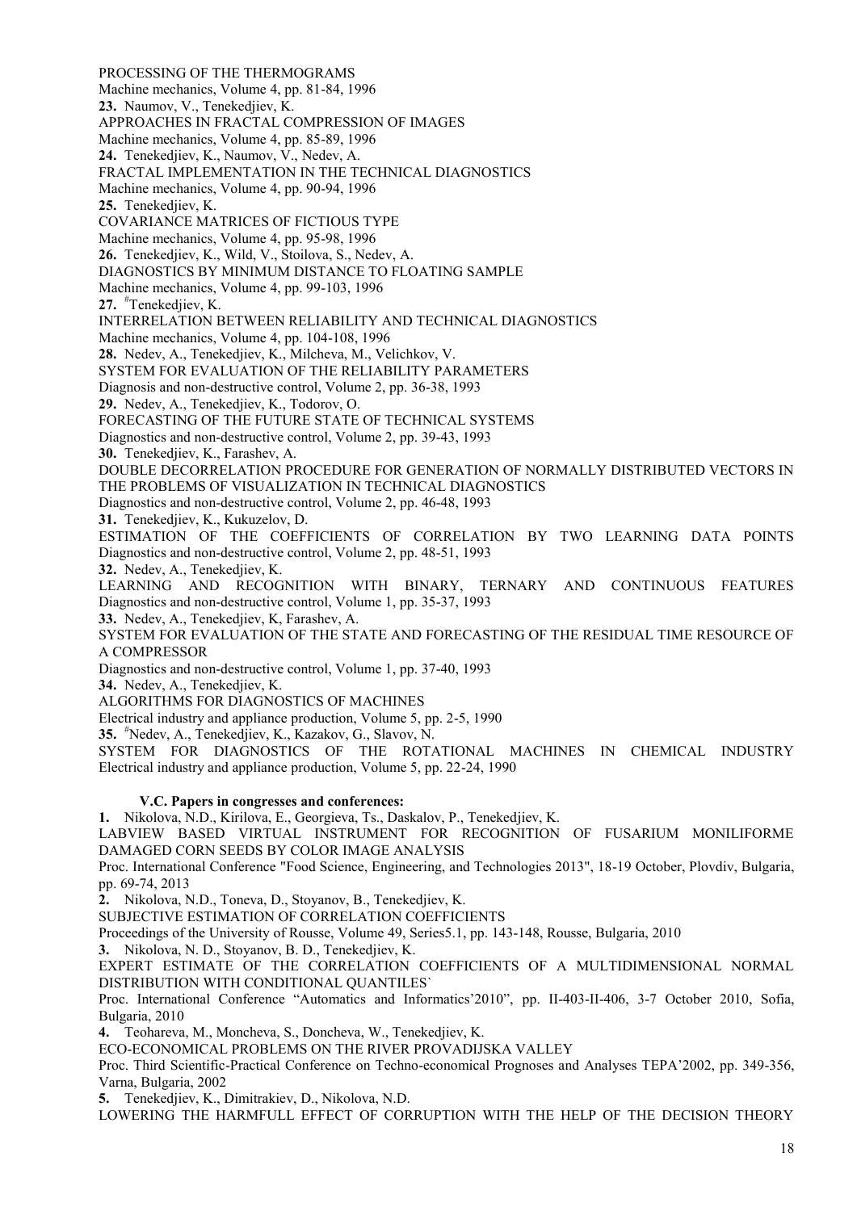PROCESSING OF THE THERMOGRAMS
Machine mechanics, Volume 4, pp. 81-84, 1996

**23.** Naumov, V., Tenekedjiev, K.
APPROACHES IN FRACTAL COMPRESSION OF IMAGES
Machine mechanics, Volume 4, pp. 85-89, 1996

**24.** Tenekedjiev, K., Naumov, V., Nedev, A.
FRACTAL IMPLEMENTATION IN THE TECHNICAL DIAGNOSTICS
Machine mechanics, Volume 4, pp. 90-94, 1996

**25.** Tenekedjiev, K.
COVARIANCE MATRICES OF FICTIOUS TYPE
Machine mechanics, Volume 4, pp. 95-98, 1996

**26.** Tenekedjiev, K., Wild, V., Stoilova, S., Nedev, A.
DIAGNOSTICS BY MINIMUM DISTANCE TO FLOATING SAMPLE
Machine mechanics, Volume 4, pp. 99-103, 1996

**27.** [#]Tenekedjiev, K.
INTERRELATION BETWEEN RELIABILITY AND TECHNICAL DIAGNOSTICS
Machine mechanics, Volume 4, pp. 104-108, 1996

**28.** Nedev, A., Tenekedjiev, K., Milcheva, M., Velichkov, V.
SYSTEM FOR EVALUATION OF THE RELIABILITY PARAMETERS
Diagnosis and non-destructive control, Volume 2, pp. 36-38, 1993

**29.** Nedev, A., Tenekedjiev, K., Todorov, O.
FORECASTING OF THE FUTURE STATE OF TECHNICAL SYSTEMS
Diagnostics and non-destructive control, Volume 2, pp. 39-43, 1993

**30.** Tenekedjiev, K., Farashev, A.
DOUBLE DECORRELATION PROCEDURE FOR GENERATION OF NORMALLY DISTRIBUTED VECTORS IN THE PROBLEMS OF VISUALIZATION IN TECHNICAL DIAGNOSTICS
Diagnostics and non-destructive control, Volume 2, pp. 46-48, 1993

**31.** Tenekedjiev, K., Kukuzelov, D.
ESTIMATION OF THE COEFFICIENTS OF CORRELATION BY TWO LEARNING DATA POINTS
Diagnostics and non-destructive control, Volume 2, pp. 48-51, 1993

**32.** Nedev, A., Tenekedjiev, K.
LEARNING AND RECOGNITION WITH BINARY, TERNARY AND CONTINUOUS FEATURES
Diagnostics and non-destructive control, Volume 1, pp. 35-37, 1993

**33.** Nedev, A., Tenekedjiev, K, Farashev, A.
SYSTEM FOR EVALUATION OF THE STATE AND FORECASTING OF THE RESIDUAL TIME RESOURCE OF A COMPRESSOR
Diagnostics and non-destructive control, Volume 1, pp. 37-40, 1993

**34.** Nedev, A., Tenekedjiev, K.
ALGORITHMS FOR DIAGNOSTICS OF MACHINES
Electrical industry and appliance production, Volume 5, pp. 2-5, 1990

**35.** [#]Nedev, A., Tenekedjiev, K., Kazakov, G., Slavov, N.
SYSTEM FOR DIAGNOSTICS OF THE ROTATIONAL MACHINES IN CHEMICAL INDUSTRY
Electrical industry and appliance production, Volume 5, pp. 22-24, 1990

### V.C. Papers in congresses and conferences:

**1.** Nikolova, N.D., Kirilova, E., Georgieva, Ts., Daskalov, P., Tenekedjiev, K.
LABVIEW BASED VIRTUAL INSTRUMENT FOR RECOGNITION OF FUSARIUM MONILIFORME DAMAGED CORN SEEDS BY COLOR IMAGE ANALYSIS
Proc. International Conference "Food Science, Engineering, and Technologies 2013", 18-19 October, Plovdiv, Bulgaria, pp. 69-74, 2013

**2.** Nikolova, N.D., Toneva, D., Stoyanov, B., Tenekedjiev, K.
SUBJECTIVE ESTIMATION OF CORRELATION COEFFICIENTS
Proceedings of the University of Rousse, Volume 49, Series5.1, pp. 143-148, Rousse, Bulgaria, 2010

**3.** Nikolova, N. D., Stoyanov, B. D., Tenekedjiev, K.
EXPERT ESTIMATE OF THE CORRELATION COEFFICIENTS OF A MULTIDIMENSIONAL NORMAL DISTRIBUTION WITH CONDITIONAL QUANTILES`
Proc. International Conference "Automatics and Informatics'2010", pp. II-403-II-406, 3-7 October 2010, Sofia, Bulgaria, 2010

**4.** Teohareva, M., Moncheva, S., Doncheva, W., Tenekedjiev, K.
ECO-ECONOMICAL PROBLEMS ON THE RIVER PROVADIJSKA VALLEY
Proc. Third Scientific-Practical Conference on Techno-economical Prognoses and Analyses TEPA'2002, pp. 349-356, Varna, Bulgaria, 2002

**5.** Tenekedjiev, K., Dimitrakiev, D., Nikolova, N.D.
LOWERING THE HARMFULL EFFECT OF CORRUPTION WITH THE HELP OF THE DECISION THEORY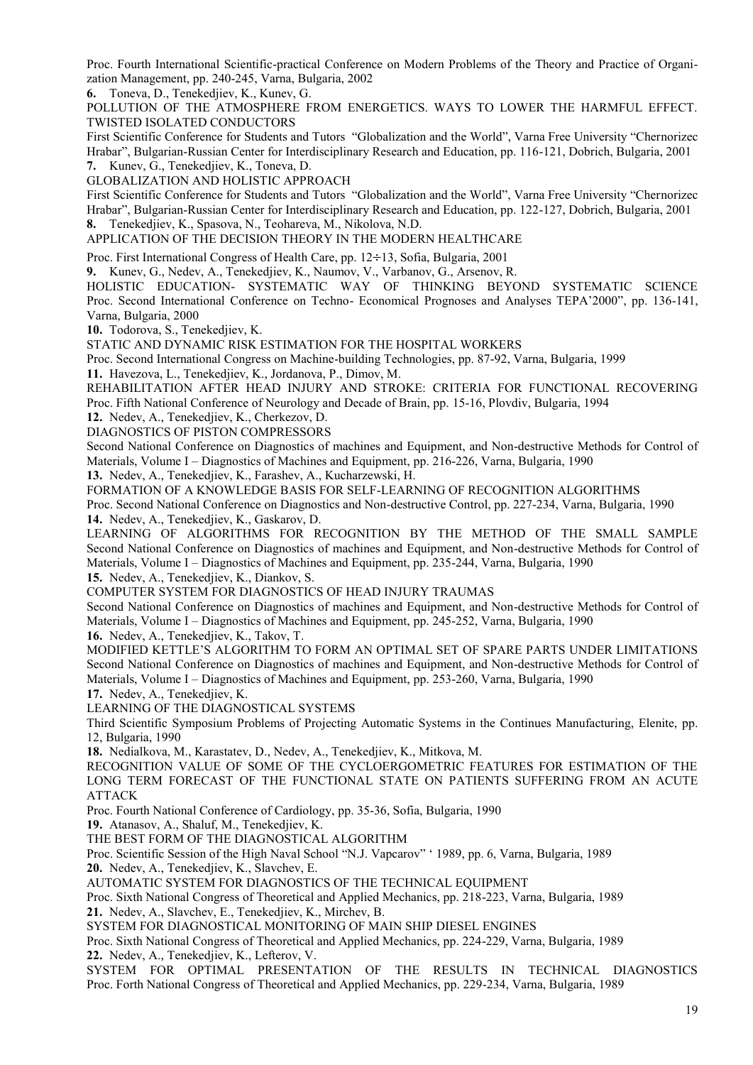Proc. Fourth International Scientific-practical Conference on Modern Problems of the Theory and Practice of Organization Management, pp. 240-245, Varna, Bulgaria, 2002

**6.** Toneva, D., Tenekedjiev, K., Kunev, G.
POLLUTION OF THE ATMOSPHERE FROM ENERGETICS. WAYS TO LOWER THE HARMFUL EFFECT. TWISTED ISOLATED CONDUCTORS
First Scientific Conference for Students and Tutors "Globalization and the World", Varna Free University "Chernorizec Hrabar", Bulgarian-Russian Center for Interdisciplinary Research and Education, pp. 116-121, Dobrich, Bulgaria, 2001

**7.** Kunev, G., Tenekedjiev, K., Toneva, D.
GLOBALIZATION AND HOLISTIC APPROACH
First Scientific Conference for Students and Tutors "Globalization and the World", Varna Free University "Chernorizec Hrabar", Bulgarian-Russian Center for Interdisciplinary Research and Education, pp. 122-127, Dobrich, Bulgaria, 2001

**8.** Tenekedjiev, K., Spasova, N., Teohareva, M., Nikolova, N.D.
APPLICATION OF THE DECISION THEORY IN THE MODERN HEALTHCARE
Proc. First International Congress of Health Care, pp. 12÷13, Sofia, Bulgaria, 2001

**9.** Kunev, G., Nedev, A., Tenekedjiev, K., Naumov, V., Varbanov, G., Arsenov, R.
HOLISTIC EDUCATION- SYSTEMATIC WAY OF THINKING BEYOND SYSTEMATIC SCIENCE
Proc. Second International Conference on Techno- Economical Prognoses and Analyses TEPA'2000", pp. 136-141, Varna, Bulgaria, 2000

**10.** Todorova, S., Tenekedjiev, K.
STATIC AND DYNAMIC RISK ESTIMATION FOR THE HOSPITAL WORKERS
Proc. Second International Congress on Machine-building Technologies, pp. 87-92, Varna, Bulgaria, 1999

**11.** Havezova, L., Tenekedjiev, K., Jordanova, P., Dimov, M.
REHABILITATION AFTER HEAD INJURY AND STROKE: CRITERIA FOR FUNCTIONAL RECOVERING
Proc. Fifth National Conference of Neurology and Decade of Brain, pp. 15-16, Plovdiv, Bulgaria, 1994

**12.** Nedev, A., Tenekedjiev, K., Cherkezov, D.
DIAGNOSTICS OF PISTON COMPRESSORS
Second National Conference on Diagnostics of machines and Equipment, and Non-destructive Methods for Control of Materials, Volume I – Diagnostics of Machines and Equipment, pp. 216-226, Varna, Bulgaria, 1990

**13.** Nedev, A., Tenekedjiev, K., Farashev, A., Kucharzewski, H.
FORMATION OF A KNOWLEDGE BASIS FOR SELF-LEARNING OF RECOGNITION ALGORITHMS
Proc. Second National Conference on Diagnostics and Non-destructive Control, pp. 227-234, Varna, Bulgaria, 1990

**14.** Nedev, A., Tenekedjiev, K., Gaskarov, D.
LEARNING OF ALGORITHMS FOR RECOGNITION BY THE METHOD OF THE SMALL SAMPLE
Second National Conference on Diagnostics of machines and Equipment, and Non-destructive Methods for Control of Materials, Volume I – Diagnostics of Machines and Equipment, pp. 235-244, Varna, Bulgaria, 1990

**15.** Nedev, A., Tenekedjiev, K., Diankov, S.
COMPUTER SYSTEM FOR DIAGNOSTICS OF HEAD INJURY TRAUMAS
Second National Conference on Diagnostics of machines and Equipment, and Non-destructive Methods for Control of Materials, Volume I – Diagnostics of Machines and Equipment, pp. 245-252, Varna, Bulgaria, 1990

**16.** Nedev, A., Tenekedjiev, K., Takov, T.
MODIFIED KETTLE'S ALGORITHM TO FORM AN OPTIMAL SET OF SPARE PARTS UNDER LIMITATIONS
Second National Conference on Diagnostics of machines and Equipment, and Non-destructive Methods for Control of Materials, Volume I – Diagnostics of Machines and Equipment, pp. 253-260, Varna, Bulgaria, 1990

**17.** Nedev, A., Tenekedjiev, K.
LEARNING OF THE DIAGNOSTICAL SYSTEMS
Third Scientific Symposium Problems of Projecting Automatic Systems in the Continues Manufacturing, Elenite, pp. 12, Bulgaria, 1990

**18.** Nedialkova, M., Karastatev, D., Nedev, A., Tenekedjiev, K., Mitkova, M.
RECOGNITION VALUE OF SOME OF THE CYCLOERGOMETRIC FEATURES FOR ESTIMATION OF THE LONG TERM FORECAST OF THE FUNCTIONAL STATE ON PATIENTS SUFFERING FROM AN ACUTE ATTACK
Proc. Fourth National Conference of Cardiology, pp. 35-36, Sofia, Bulgaria, 1990

**19.** Atanasov, A., Shaluf, M., Tenekedjiev, K.
THE BEST FORM OF THE DIAGNOSTICAL ALGORITHM
Proc. Scientific Session of the High Naval School "N.J. Vapcarov" ' 1989, pp. 6, Varna, Bulgaria, 1989

**20.** Nedev, A., Tenekedjiev, K., Slavchev, E.
AUTOMATIC SYSTEM FOR DIAGNOSTICS OF THE TECHNICAL EQUIPMENT
Proc. Sixth National Congress of Theoretical and Applied Mechanics, pp. 218-223, Varna, Bulgaria, 1989

**21.** Nedev, A., Slavchev, E., Tenekedjiev, K., Mirchev, B.
SYSTEM FOR DIAGNOSTICAL MONITORING OF MAIN SHIP DIESEL ENGINES
Proc. Sixth National Congress of Theoretical and Applied Mechanics, pp. 224-229, Varna, Bulgaria, 1989

**22.** Nedev, A., Tenekedjiev, K., Lefterov, V.
SYSTEM FOR OPTIMAL PRESENTATION OF THE RESULTS IN TECHNICAL DIAGNOSTICS
Proc. Forth National Congress of Theoretical and Applied Mechanics, pp. 229-234, Varna, Bulgaria, 1989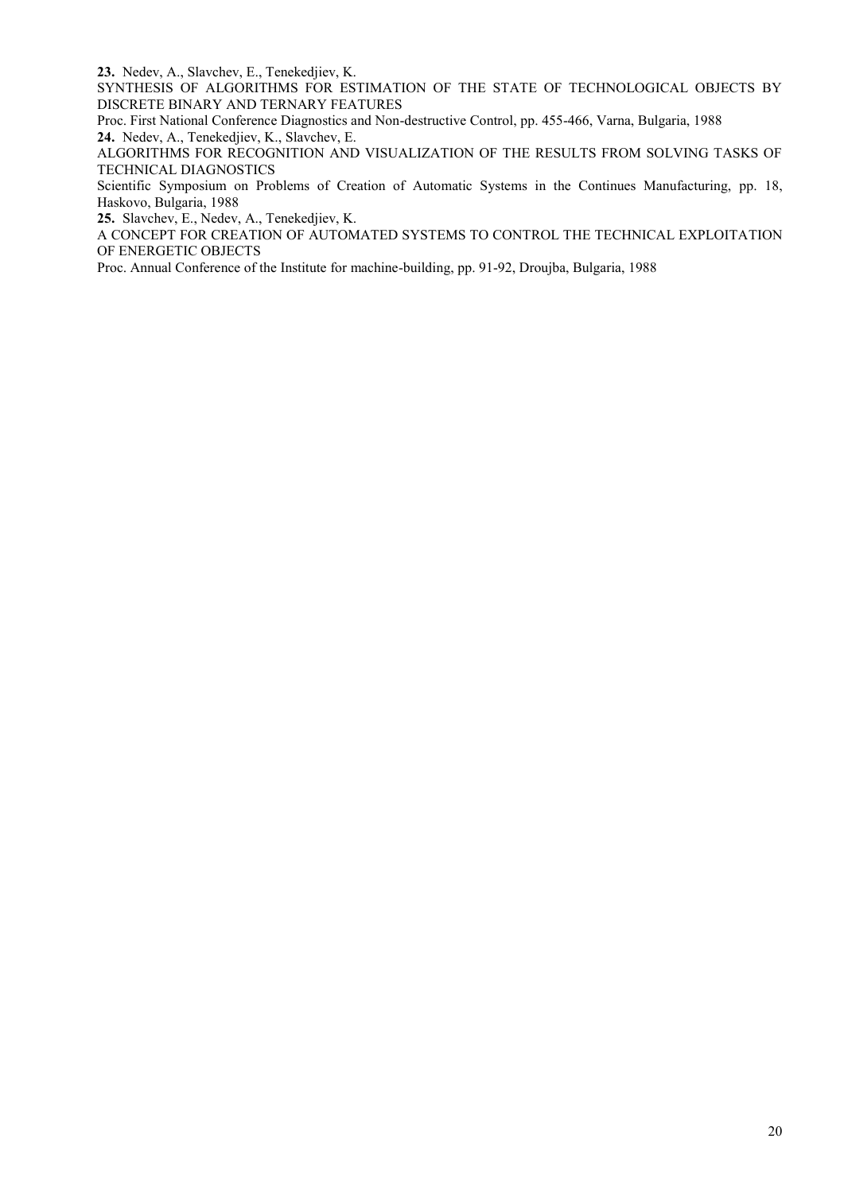**23.** Nedev, A., Slavchev, E., Tenekedjiev, K.

SYNTHESIS OF ALGORITHMS FOR ESTIMATION OF THE STATE OF TECHNOLOGICAL OBJECTS BY DISCRETE BINARY AND TERNARY FEATURES

Proc. First National Conference Diagnostics and Non-destructive Control, pp. 455-466, Varna, Bulgaria, 1988

**24.** Nedev, A., Tenekedjiev, K., Slavchev, E.

ALGORITHMS FOR RECOGNITION AND VISUALIZATION OF THE RESULTS FROM SOLVING TASKS OF TECHNICAL DIAGNOSTICS

Scientific Symposium on Problems of Creation of Automatic Systems in the Continues Manufacturing, pp. 18, Haskovo, Bulgaria, 1988

**25.** Slavchev, E., Nedev, A., Tenekedjiev, K.

A CONCEPT FOR CREATION OF AUTOMATED SYSTEMS TO CONTROL THE TECHNICAL EXPLOITATION OF ENERGETIC OBJECTS

Proc. Annual Conference of the Institute for machine-building, pp. 91-92, Droujba, Bulgaria, 1988